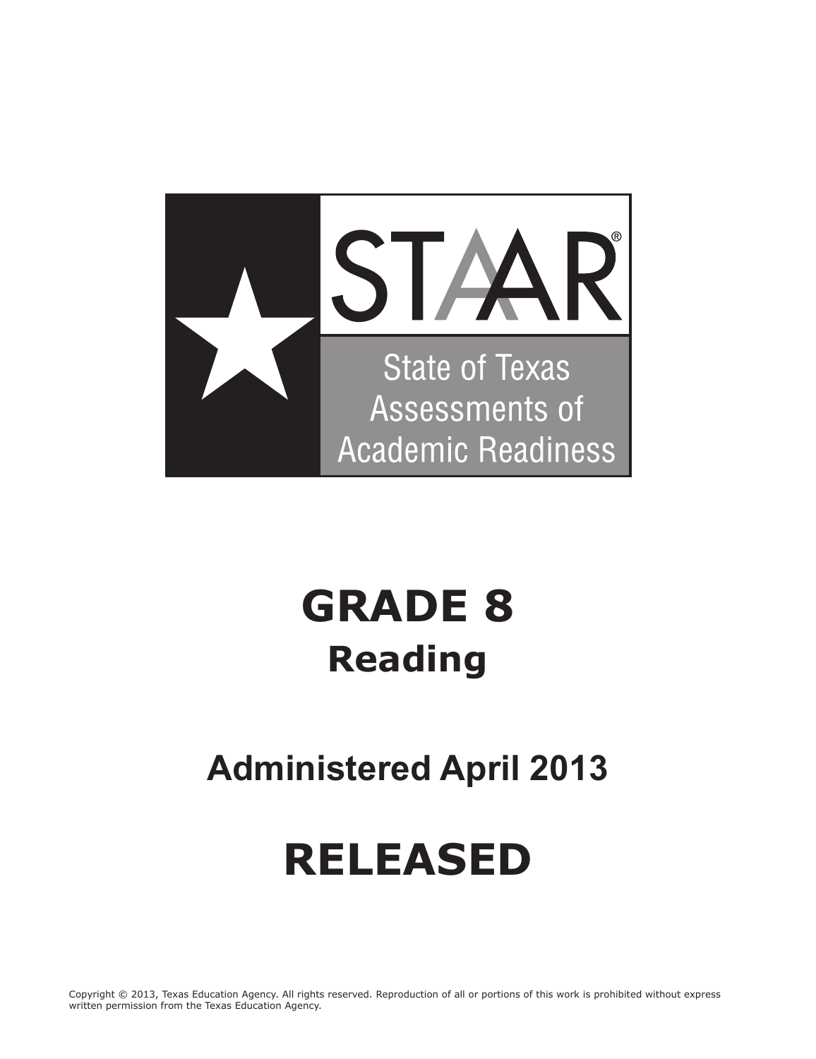STAAR®

State of Texas Assessments of Academic Readiness

# GRADE 8

## Reading

## Administered April 2013

# RELEASED

Copyright © 2013, Texas Education Agency. All rights reserved. Reproduction of all or portions of this work is prohibited without express written permission from the Texas Education Agency.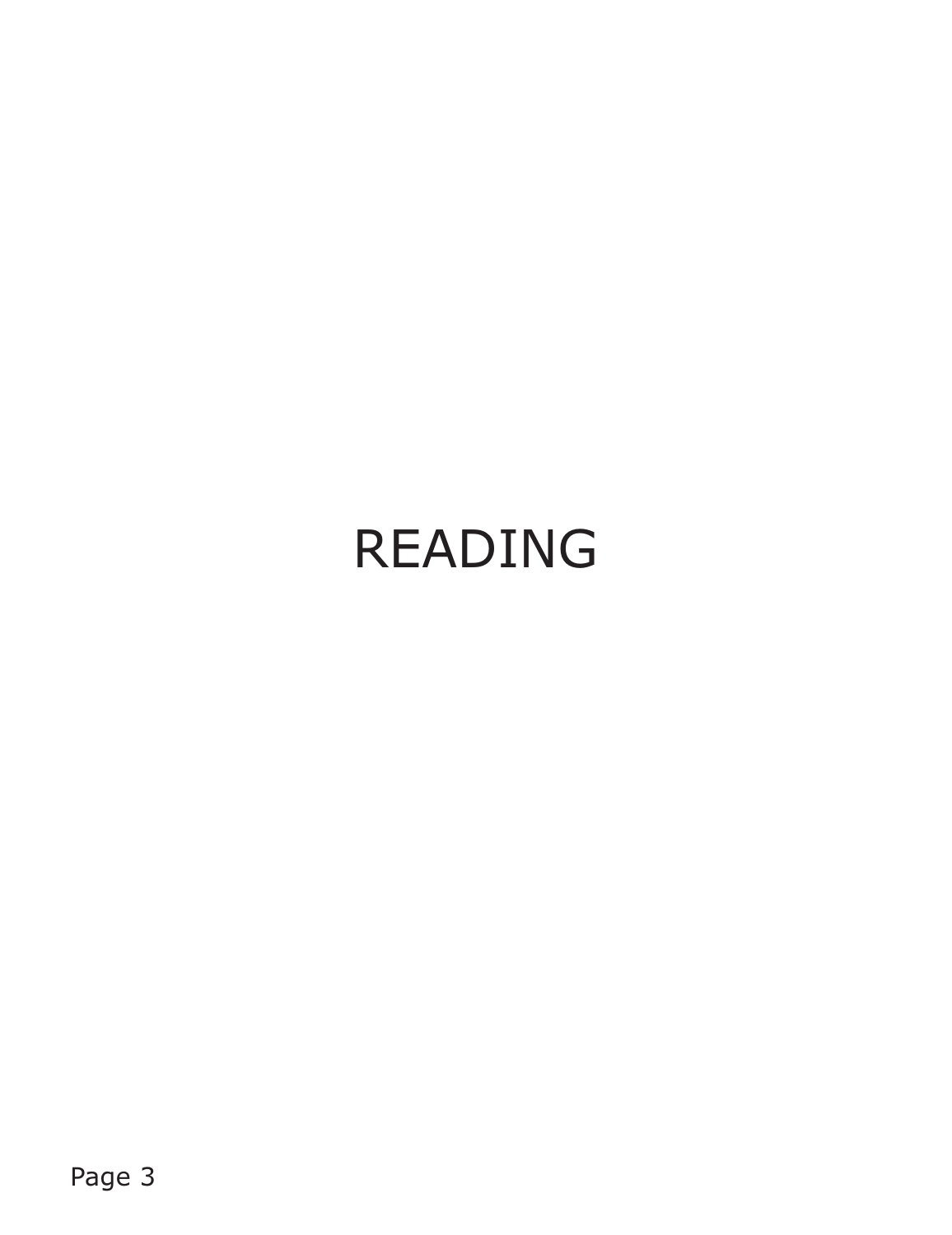# READING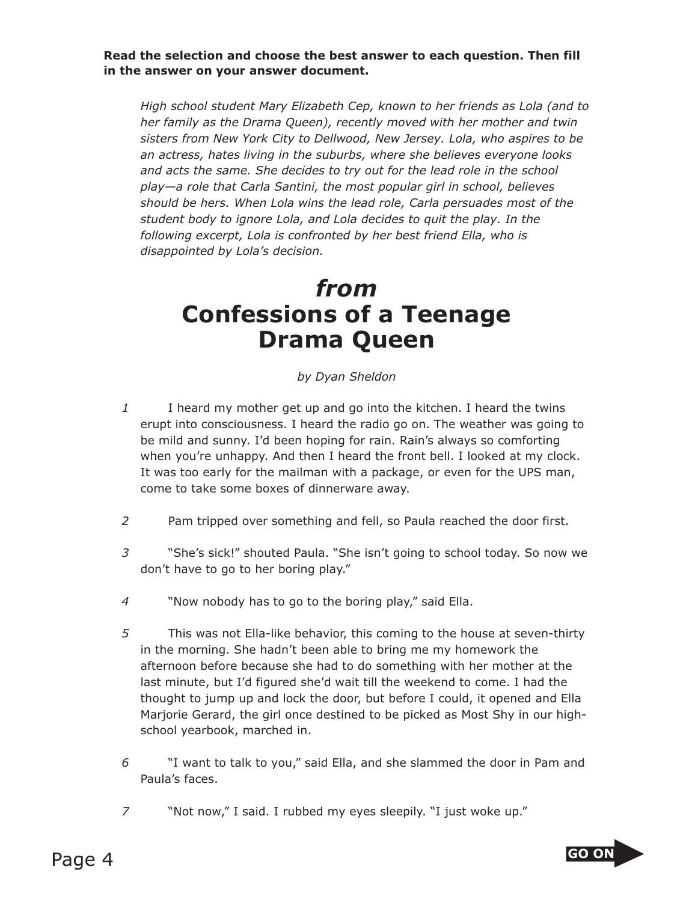**Read the selection and choose the best answer to each question. Then fill in the answer on your answer document.**

*High school student Mary Elizabeth Cep, known to her friends as Lola (and to her family as the Drama Queen), recently moved with her mother and twin sisters from New York City to Dellwood, New Jersey. Lola, who aspires to be an actress, hates living in the suburbs, where she believes everyone looks and acts the same. She decides to try out for the lead role in the school play—a role that Carla Santini, the most popular girl in school, believes should be hers. When Lola wins the lead role, Carla persuades most of the student body to ignore Lola, and Lola decides to quit the play. In the following excerpt, Lola is confronted by her best friend Ella, who is disappointed by Lola's decision.*

# *from* Confessions of a Teenage Drama Queen

*by Dyan Sheldon*

*1* I heard my mother get up and go into the kitchen. I heard the twins erupt into consciousness. I heard the radio go on. The weather was going to be mild and sunny. I'd been hoping for rain. Rain's always so comforting when you're unhappy. And then I heard the front bell. I looked at my clock. It was too early for the mailman with a package, or even for the UPS man, come to take some boxes of dinnerware away.

*2* Pam tripped over something and fell, so Paula reached the door first.

*3* "She's sick!" shouted Paula. "She isn't going to school today. So now we don't have to go to her boring play."

*4* "Now nobody has to go to the boring play," said Ella.

*5* This was not Ella-like behavior, this coming to the house at seven-thirty in the morning. She hadn't been able to bring me my homework the afternoon before because she had to do something with her mother at the last minute, but I'd figured she'd wait till the weekend to come. I had the thought to jump up and lock the door, but before I could, it opened and Ella Marjorie Gerard, the girl once destined to be picked as Most Shy in our high-school yearbook, marched in.

*6* "I want to talk to you," said Ella, and she slammed the door in Pam and Paula's faces.

*7* "Not now," I said. I rubbed my eyes sleepily. "I just woke up."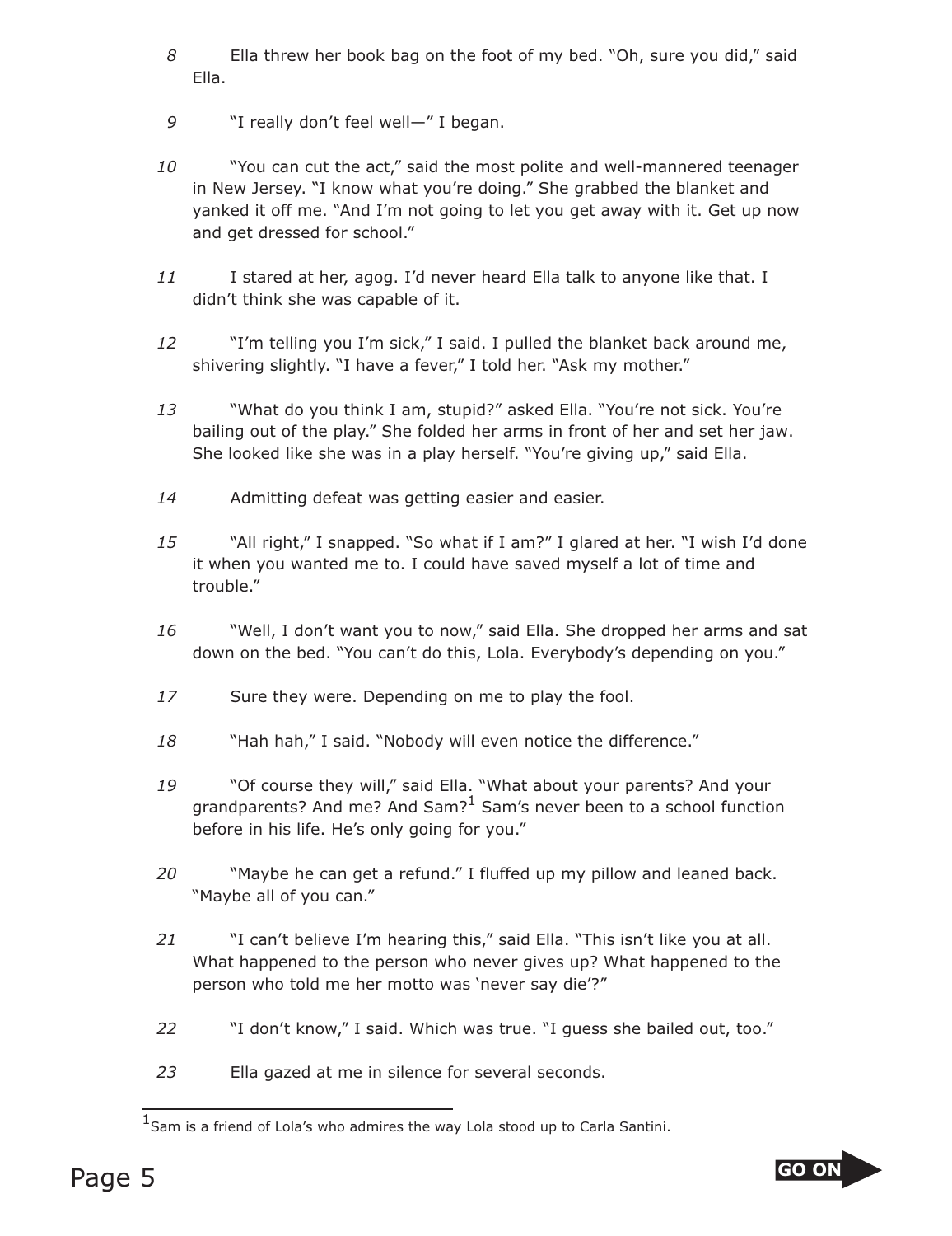8 Ella threw her book bag on the foot of my bed. "Oh, sure you did," said Ella.

9 "I really don't feel well—" I began.

10 "You can cut the act," said the most polite and well-mannered teenager in New Jersey. "I know what you're doing." She grabbed the blanket and yanked it off me. "And I'm not going to let you get away with it. Get up now and get dressed for school."

11 I stared at her, agog. I'd never heard Ella talk to anyone like that. I didn't think she was capable of it.

12 "I'm telling you I'm sick," I said. I pulled the blanket back around me, shivering slightly. "I have a fever," I told her. "Ask my mother."

13 "What do you think I am, stupid?" asked Ella. "You're not sick. You're bailing out of the play." She folded her arms in front of her and set her jaw. She looked like she was in a play herself. "You're giving up," said Ella.

14 Admitting defeat was getting easier and easier.

15 "All right," I snapped. "So what if I am?" I glared at her. "I wish I'd done it when you wanted me to. I could have saved myself a lot of time and trouble."

16 "Well, I don't want you to now," said Ella. She dropped her arms and sat down on the bed. "You can't do this, Lola. Everybody's depending on you."

17 Sure they were. Depending on me to play the fool.

18 "Hah hah," I said. "Nobody will even notice the difference."

19 "Of course they will," said Ella. "What about your parents? And your grandparents? And me? And Sam?[1] Sam's never been to a school function before in his life. He's only going for you."

20 "Maybe he can get a refund." I fluffed up my pillow and leaned back. "Maybe all of you can."

21 "I can't believe I'm hearing this," said Ella. "This isn't like you at all. What happened to the person who never gives up? What happened to the person who told me her motto was 'never say die'?"

22 "I don't know," I said. Which was true. "I guess she bailed out, too."

23 Ella gazed at me in silence for several seconds.

---

[1] Sam is a friend of Lola's who admires the way Lola stood up to Carla Santini.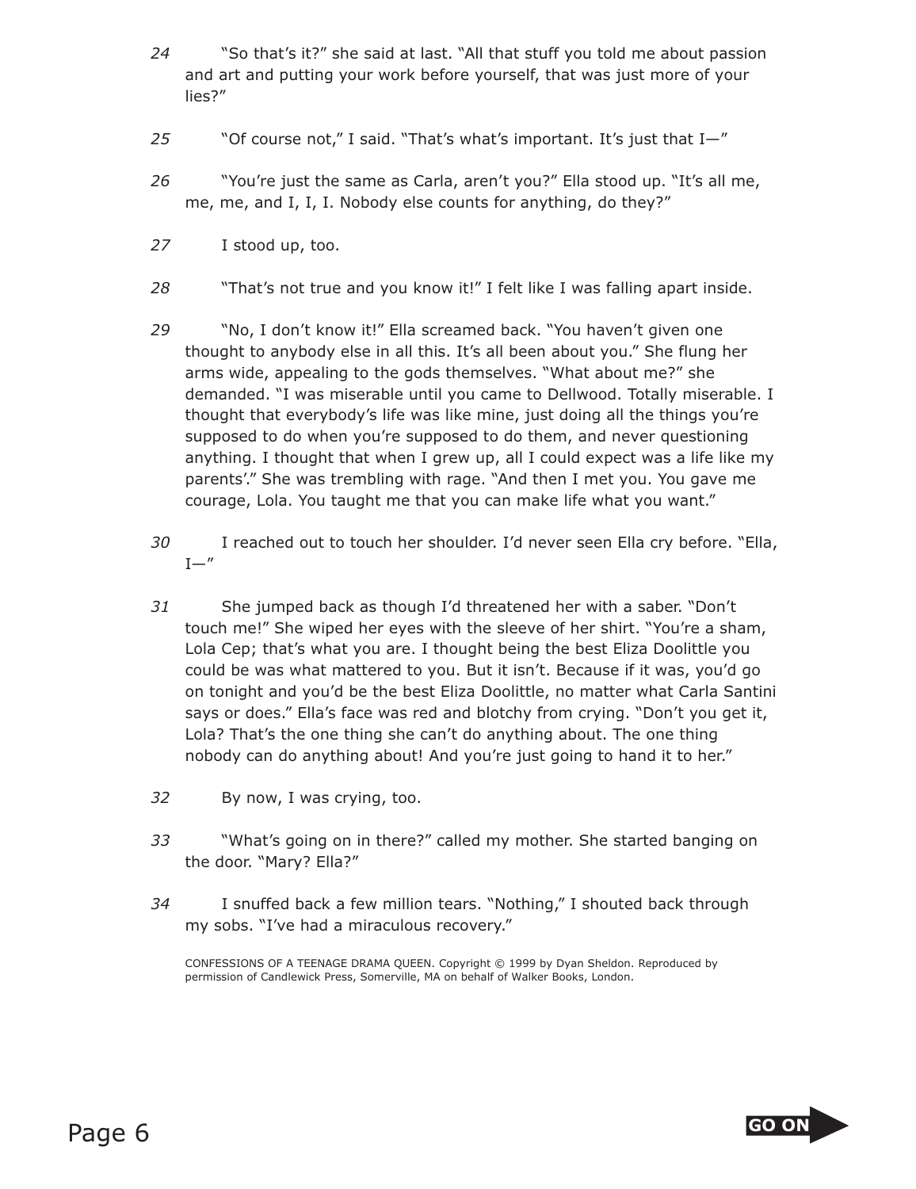24 “So that’s it?” she said at last. “All that stuff you told me about passion and art and putting your work before yourself, that was just more of your lies?”

25 “Of course not,” I said. “That’s what’s important. It’s just that I—”

26 “You’re just the same as Carla, aren’t you?” Ella stood up. “It’s all me, me, me, and I, I, I. Nobody else counts for anything, do they?”

27 I stood up, too.

28 “That’s not true and you know it!” I felt like I was falling apart inside.

29 “No, I don’t know it!” Ella screamed back. “You haven’t given one thought to anybody else in all this. It’s all been about you.” She flung her arms wide, appealing to the gods themselves. “What about me?” she demanded. “I was miserable until you came to Dellwood. Totally miserable. I thought that everybody’s life was like mine, just doing all the things you’re supposed to do when you’re supposed to do them, and never questioning anything. I thought that when I grew up, all I could expect was a life like my parents’.” She was trembling with rage. “And then I met you. You gave me courage, Lola. You taught me that you can make life what you want.”

30 I reached out to touch her shoulder. I’d never seen Ella cry before. “Ella, I—”

31 She jumped back as though I’d threatened her with a saber. “Don’t touch me!” She wiped her eyes with the sleeve of her shirt. “You’re a sham, Lola Cep; that’s what you are. I thought being the best Eliza Doolittle you could be was what mattered to you. But it isn’t. Because if it was, you’d go on tonight and you’d be the best Eliza Doolittle, no matter what Carla Santini says or does.” Ella’s face was red and blotchy from crying. “Don’t you get it, Lola? That’s the one thing she can’t do anything about. The one thing nobody can do anything about! And you’re just going to hand it to her.”

32 By now, I was crying, too.

33 “What’s going on in there?” called my mother. She started banging on the door. “Mary? Ella?”

34 I snuffed back a few million tears. “Nothing,” I shouted back through my sobs. “I’ve had a miraculous recovery.”

CONFESSIONS OF A TEENAGE DRAMA QUEEN. Copyright © 1999 by Dyan Sheldon. Reproduced by permission of Candlewick Press, Somerville, MA on behalf of Walker Books, London.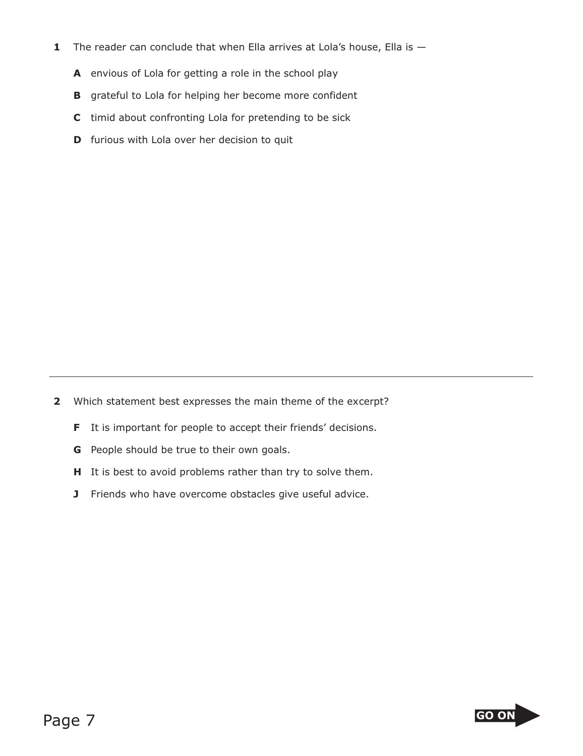**1** The reader can conclude that when Ella arrives at Lola's house, Ella is —

**A** envious of Lola for getting a role in the school play

**B** grateful to Lola for helping her become more confident

**C** timid about confronting Lola for pretending to be sick

**D** furious with Lola over her decision to quit

---

**2** Which statement best expresses the main theme of the excerpt?

**F** It is important for people to accept their friends' decisions.

**G** People should be true to their own goals.

**H** It is best to avoid problems rather than try to solve them.

**J** Friends who have overcome obstacles give useful advice.

GO ON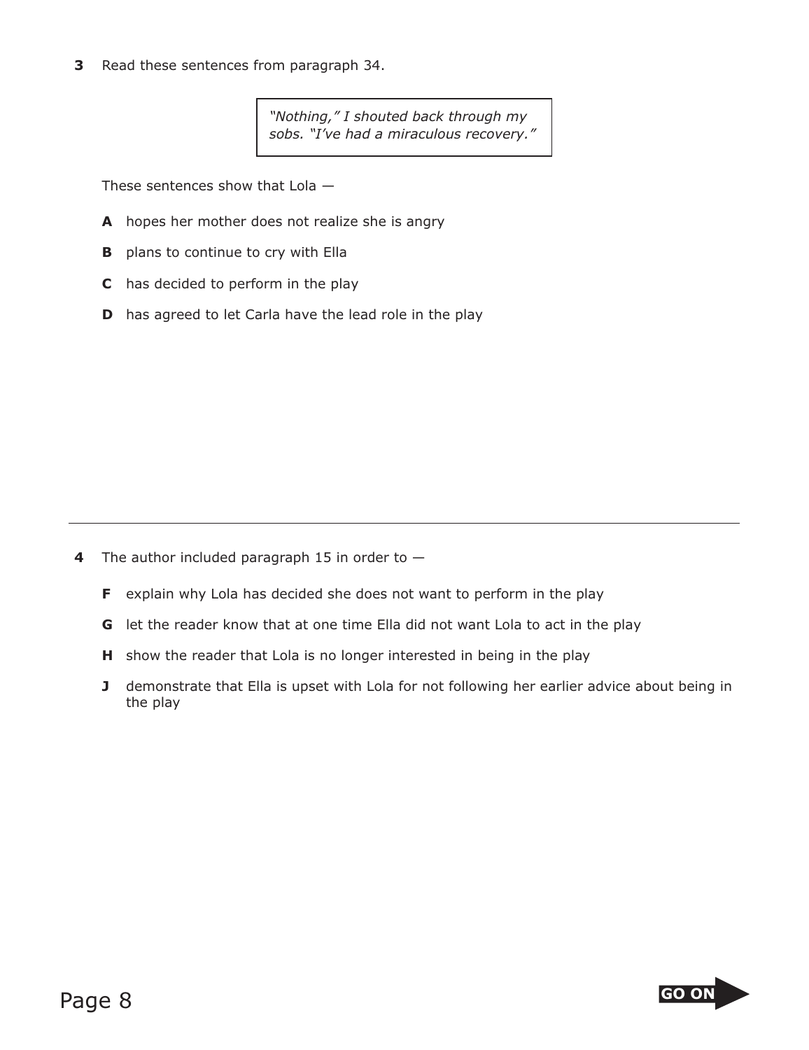**3** Read these sentences from paragraph 34.

> *"Nothing," I shouted back through my sobs. "I've had a miraculous recovery."*

These sentences show that Lola —

- **A** hopes her mother does not realize she is angry
- **B** plans to continue to cry with Ella
- **C** has decided to perform in the play
- **D** has agreed to let Carla have the lead role in the play

---

**4** The author included paragraph 15 in order to —

- **F** explain why Lola has decided she does not want to perform in the play
- **G** let the reader know that at one time Ella did not want Lola to act in the play
- **H** show the reader that Lola is no longer interested in being in the play
- **J** demonstrate that Ella is upset with Lola for not following her earlier advice about being in the play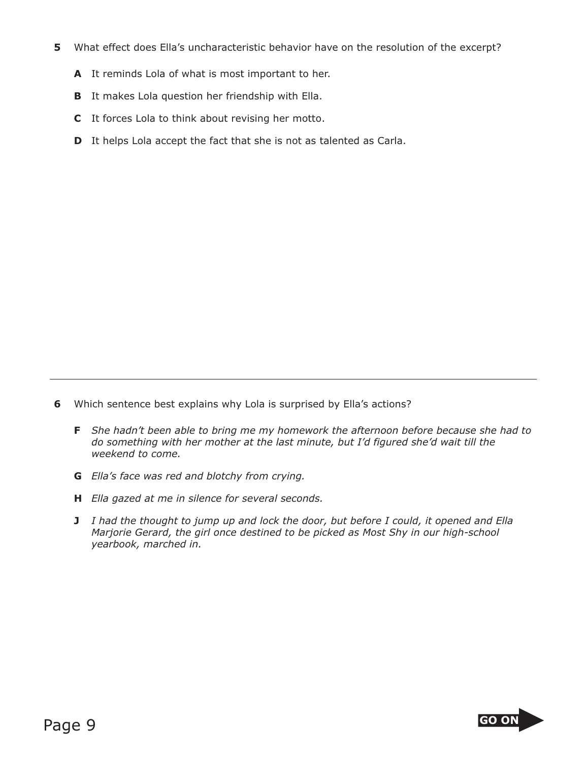**5** What effect does Ella's uncharacteristic behavior have on the resolution of the excerpt?

- **A** It reminds Lola of what is most important to her.
- **B** It makes Lola question her friendship with Ella.
- **C** It forces Lola to think about revising her motto.
- **D** It helps Lola accept the fact that she is not as talented as Carla.

---

**6** Which sentence best explains why Lola is surprised by Ella's actions?

- **F** *She hadn't been able to bring me my homework the afternoon before because she had to do something with her mother at the last minute, but I'd figured she'd wait till the weekend to come.*
- **G** *Ella's face was red and blotchy from crying.*
- **H** *Ella gazed at me in silence for several seconds.*
- **J** *I had the thought to jump up and lock the door, but before I could, it opened and Ella Marjorie Gerard, the girl once destined to be picked as Most Shy in our high-school yearbook, marched in.*

GO ON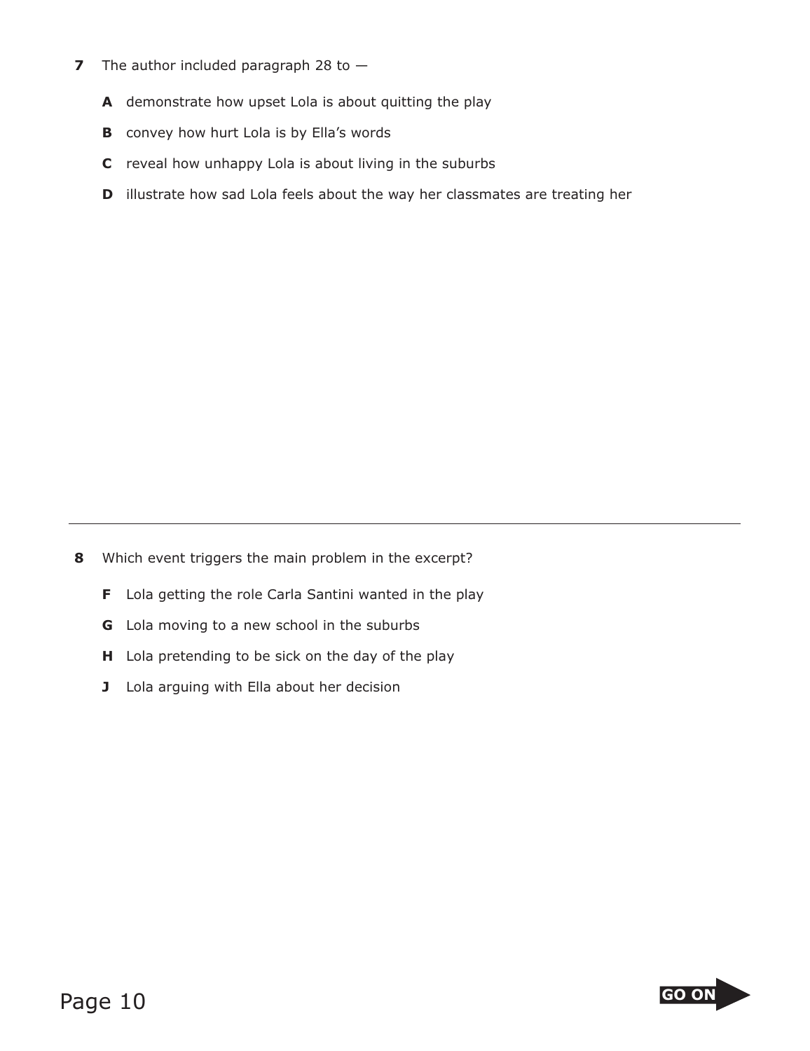**7** The author included paragraph 28 to —

**A** demonstrate how upset Lola is about quitting the play

**B** convey how hurt Lola is by Ella's words

**C** reveal how unhappy Lola is about living in the suburbs

**D** illustrate how sad Lola feels about the way her classmates are treating her

---

**8** Which event triggers the main problem in the excerpt?

**F** Lola getting the role Carla Santini wanted in the play

**G** Lola moving to a new school in the suburbs

**H** Lola pretending to be sick on the day of the play

**J** Lola arguing with Ella about her decision

**GO ON**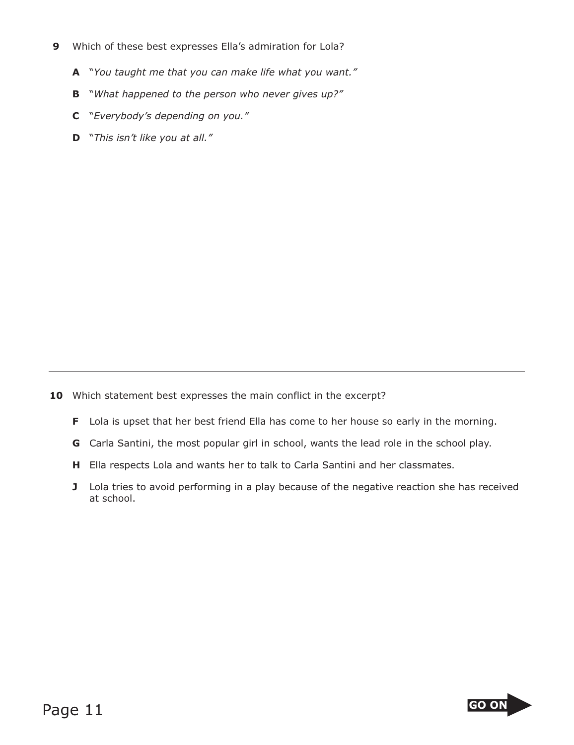**9** Which of these best expresses Ella's admiration for Lola?

**A** "*You taught me that you can make life what you want.*"

**B** "*What happened to the person who never gives up?*"

**C** "*Everybody's depending on you.*"

**D** "*This isn't like you at all.*"

---

**10** Which statement best expresses the main conflict in the excerpt?

**F** Lola is upset that her best friend Ella has come to her house so early in the morning.

**G** Carla Santini, the most popular girl in school, wants the lead role in the school play.

**H** Ella respects Lola and wants her to talk to Carla Santini and her classmates.

**J** Lola tries to avoid performing in a play because of the negative reaction she has received at school.

**GO ON**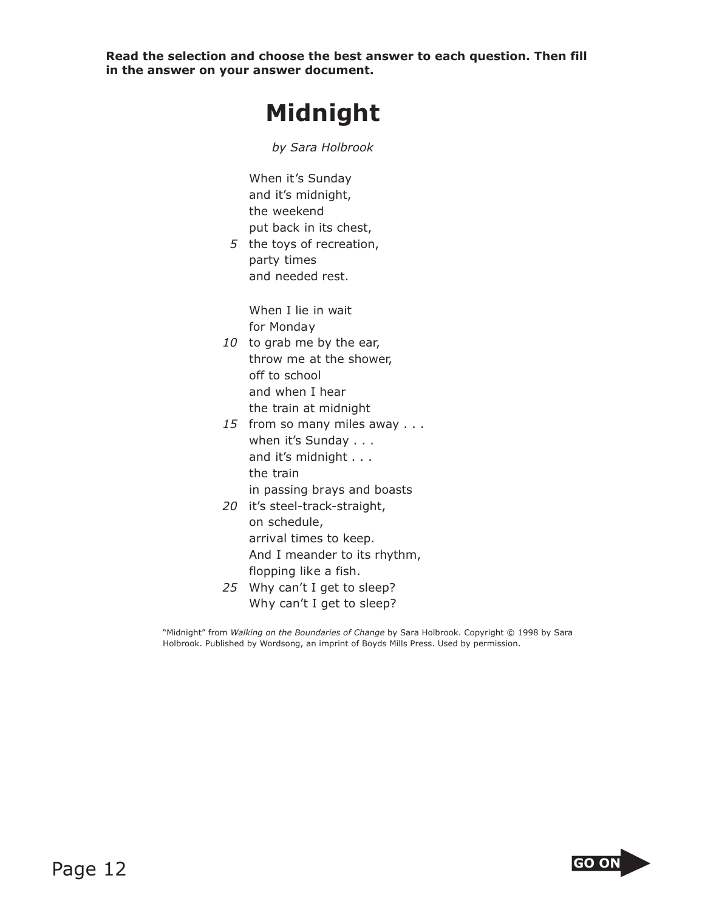**Read the selection and choose the best answer to each question. Then fill in the answer on your answer document.**

# Midnight

*by Sara Holbrook*

When it's Sunday  
and it's midnight,  
the weekend  
put back in its chest,  
5 the toys of recreation,  
party times  
and needed rest.

When I lie in wait  
for Monday  
10 to grab me by the ear,  
throw me at the shower,  
off to school  
and when I hear  
the train at midnight  
15 from so many miles away . . .  
when it's Sunday . . .  
and it's midnight . . .  
the train  
in passing brays and boasts  
20 it's steel-track-straight,  
on schedule,  
arrival times to keep.  
And I meander to its rhythm,  
flopping like a fish.  
25 Why can't I get to sleep?  
Why can't I get to sleep?

"Midnight" from *Walking on the Boundaries of Change* by Sara Holbrook. Copyright © 1998 by Sara Holbrook. Published by Wordsong, an imprint of Boyds Mills Press. Used by permission.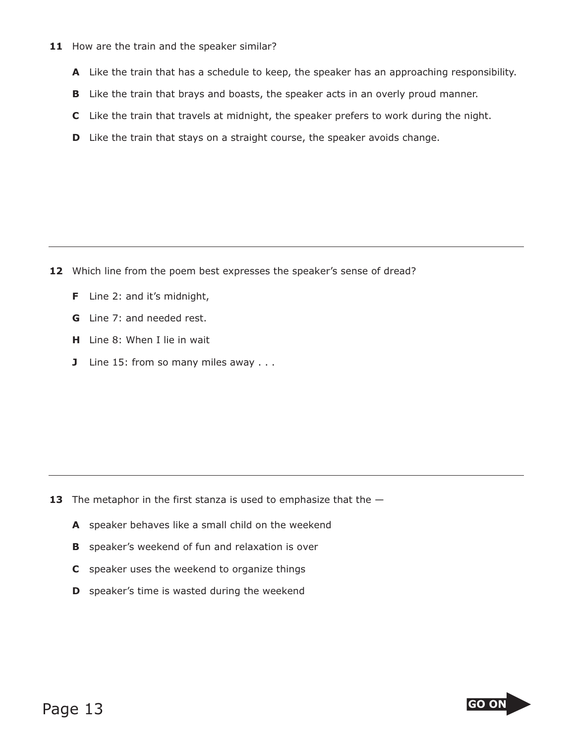**11** How are the train and the speaker similar?

**A** Like the train that has a schedule to keep, the speaker has an approaching responsibility.

**B** Like the train that brays and boasts, the speaker acts in an overly proud manner.

**C** Like the train that travels at midnight, the speaker prefers to work during the night.

**D** Like the train that stays on a straight course, the speaker avoids change.

---

**12** Which line from the poem best expresses the speaker's sense of dread?

**F** Line 2: and it's midnight,

**G** Line 7: and needed rest.

**H** Line 8: When I lie in wait

**J** Line 15: from so many miles away . . .

---

**13** The metaphor in the first stanza is used to emphasize that the —

**A** speaker behaves like a small child on the weekend

**B** speaker's weekend of fun and relaxation is over

**C** speaker uses the weekend to organize things

**D** speaker's time is wasted during the weekend

GO ON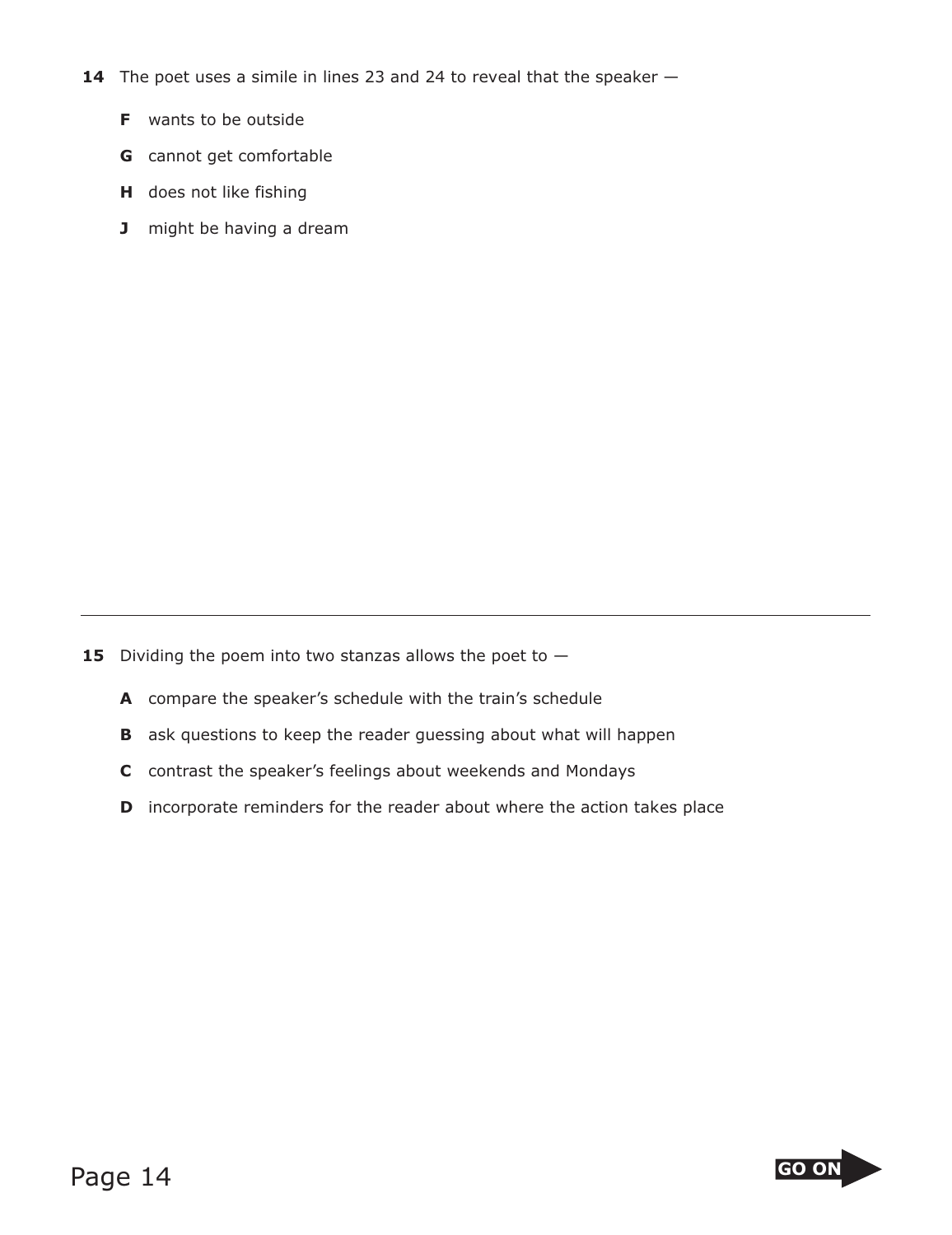**14** The poet uses a simile in lines 23 and 24 to reveal that the speaker —

- **F** wants to be outside
- **G** cannot get comfortable
- **H** does not like fishing
- **J** might be having a dream

---

**15** Dividing the poem into two stanzas allows the poet to —

- **A** compare the speaker's schedule with the train's schedule
- **B** ask questions to keep the reader guessing about what will happen
- **C** contrast the speaker's feelings about weekends and Mondays
- **D** incorporate reminders for the reader about where the action takes place

GO ON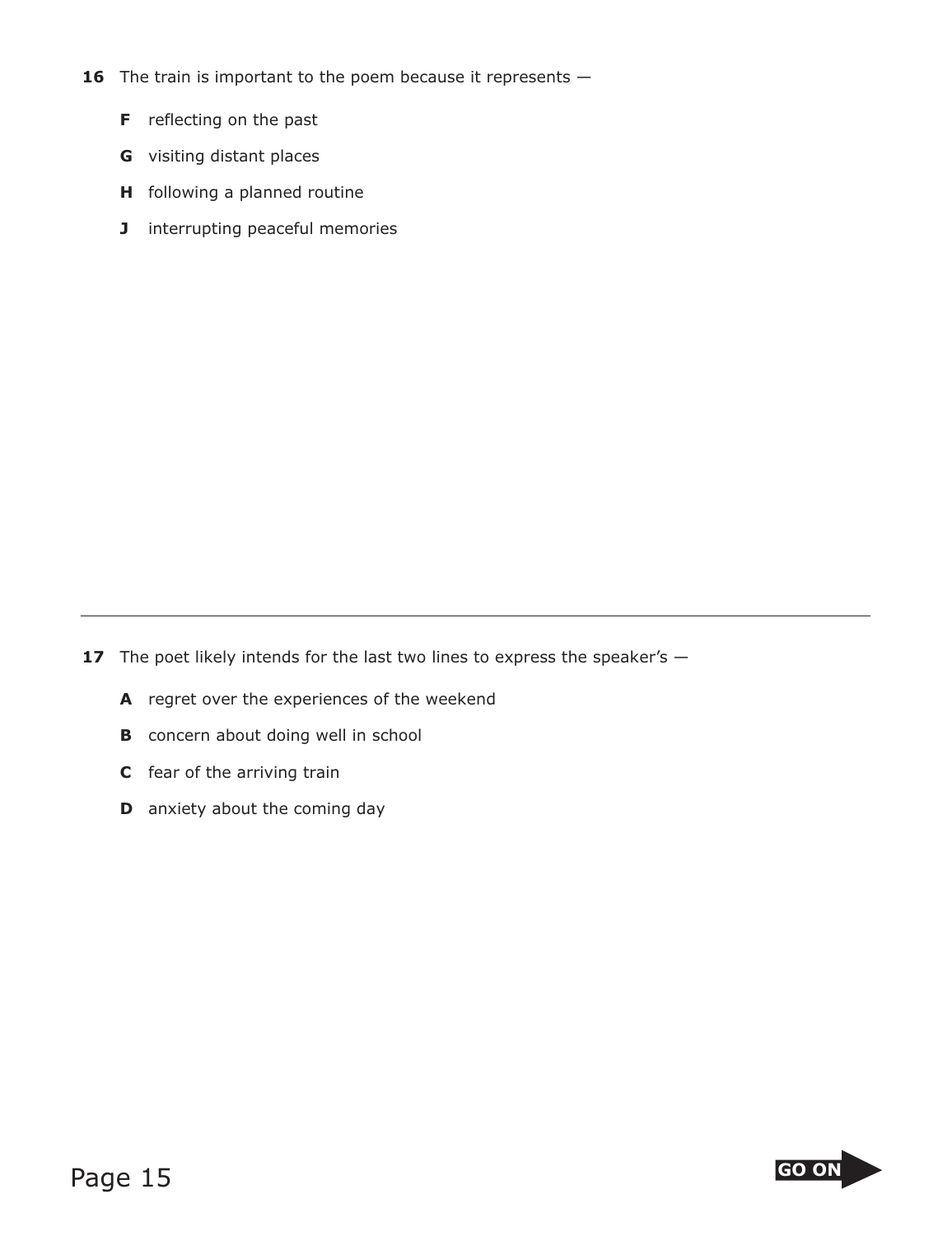**16** The train is important to the poem because it represents —

- **F** reflecting on the past
- **G** visiting distant places
- **H** following a planned routine
- **J** interrupting peaceful memories

---

**17** The poet likely intends for the last two lines to express the speaker's —

- **A** regret over the experiences of the weekend
- **B** concern about doing well in school
- **C** fear of the arriving train
- **D** anxiety about the coming day

**GO ON**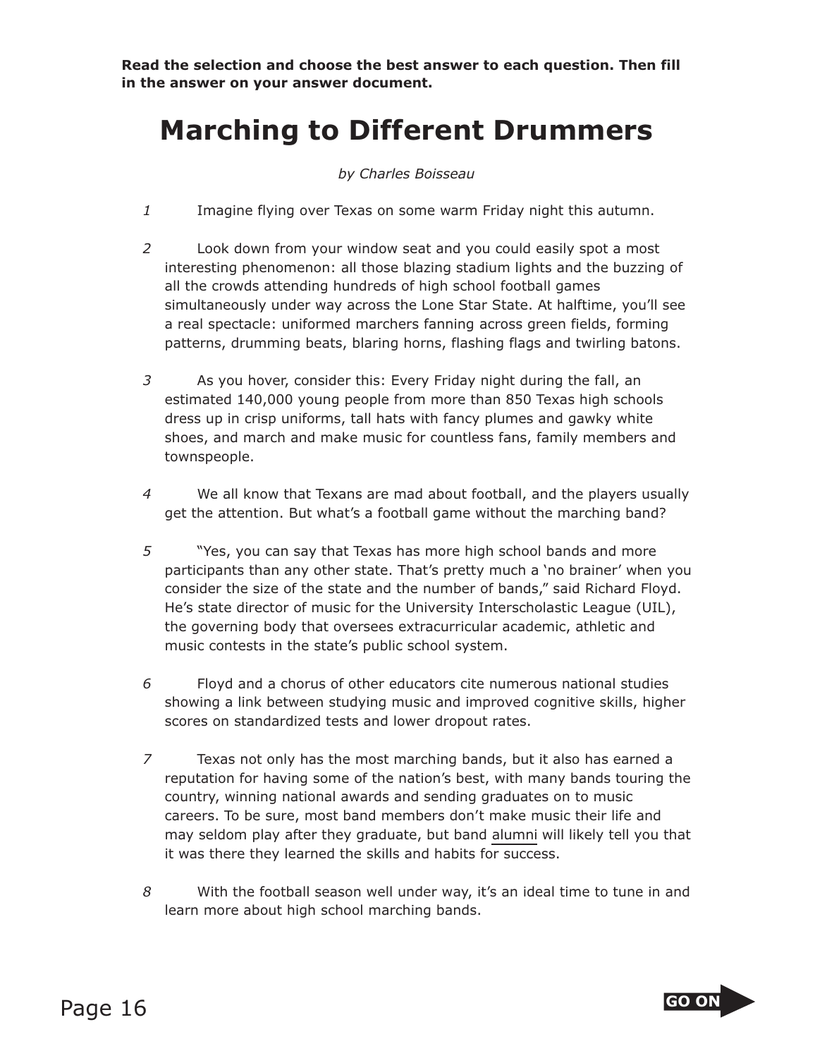**Read the selection and choose the best answer to each question. Then fill in the answer on your answer document.**

# Marching to Different Drummers

*by Charles Boisseau*

*1* Imagine flying over Texas on some warm Friday night this autumn.

*2* Look down from your window seat and you could easily spot a most interesting phenomenon: all those blazing stadium lights and the buzzing of all the crowds attending hundreds of high school football games simultaneously under way across the Lone Star State. At halftime, you'll see a real spectacle: uniformed marchers fanning across green fields, forming patterns, drumming beats, blaring horns, flashing flags and twirling batons.

*3* As you hover, consider this: Every Friday night during the fall, an estimated 140,000 young people from more than 850 Texas high schools dress up in crisp uniforms, tall hats with fancy plumes and gawky white shoes, and march and make music for countless fans, family members and townspeople.

*4* We all know that Texans are mad about football, and the players usually get the attention. But what's a football game without the marching band?

*5* "Yes, you can say that Texas has more high school bands and more participants than any other state. That's pretty much a 'no brainer' when you consider the size of the state and the number of bands," said Richard Floyd. He's state director of music for the University Interscholastic League (UIL), the governing body that oversees extracurricular academic, athletic and music contests in the state's public school system.

*6* Floyd and a chorus of other educators cite numerous national studies showing a link between studying music and improved cognitive skills, higher scores on standardized tests and lower dropout rates.

*7* Texas not only has the most marching bands, but it also has earned a reputation for having some of the nation's best, with many bands touring the country, winning national awards and sending graduates on to music careers. To be sure, most band members don't make music their life and may seldom play after they graduate, but band <u>alumni</u> will likely tell you that it was there they learned the skills and habits for success.

*8* With the football season well under way, it's an ideal time to tune in and learn more about high school marching bands.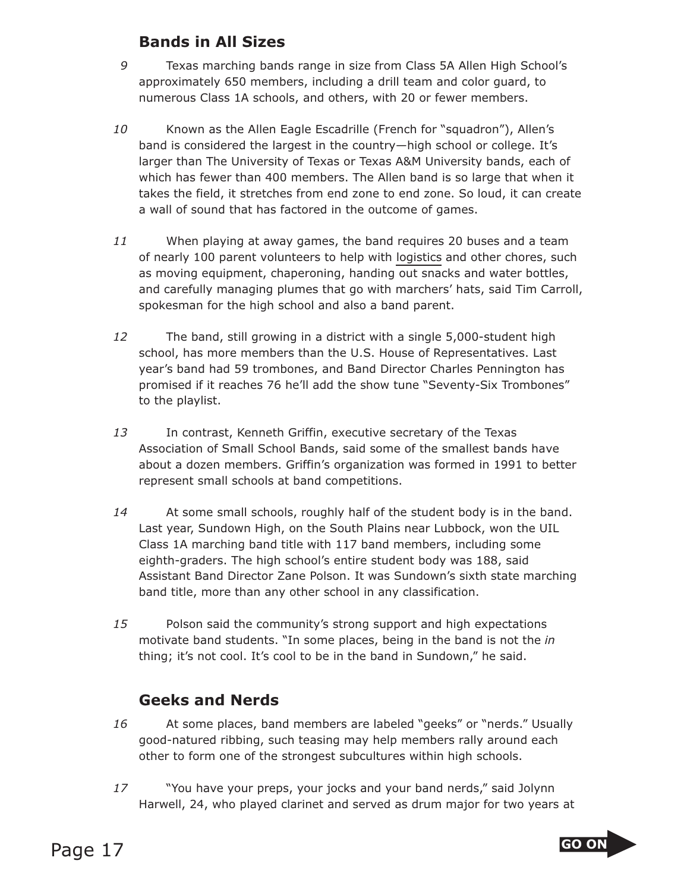## Bands in All Sizes

9 Texas marching bands range in size from Class 5A Allen High School's approximately 650 members, including a drill team and color guard, to numerous Class 1A schools, and others, with 20 or fewer members.

10 Known as the Allen Eagle Escadrille (French for "squadron"), Allen's band is considered the largest in the country—high school or college. It's larger than The University of Texas or Texas A&M University bands, each of which has fewer than 400 members. The Allen band is so large that when it takes the field, it stretches from end zone to end zone. So loud, it can create a wall of sound that has factored in the outcome of games.

11 When playing at away games, the band requires 20 buses and a team of nearly 100 parent volunteers to help with logistics and other chores, such as moving equipment, chaperoning, handing out snacks and water bottles, and carefully managing plumes that go with marchers' hats, said Tim Carroll, spokesman for the high school and also a band parent.

12 The band, still growing in a district with a single 5,000-student high school, has more members than the U.S. House of Representatives. Last year's band had 59 trombones, and Band Director Charles Pennington has promised if it reaches 76 he'll add the show tune "Seventy-Six Trombones" to the playlist.

13 In contrast, Kenneth Griffin, executive secretary of the Texas Association of Small School Bands, said some of the smallest bands have about a dozen members. Griffin's organization was formed in 1991 to better represent small schools at band competitions.

14 At some small schools, roughly half of the student body is in the band. Last year, Sundown High, on the South Plains near Lubbock, won the UIL Class 1A marching band title with 117 band members, including some eighth-graders. The high school's entire student body was 188, said Assistant Band Director Zane Polson. It was Sundown's sixth state marching band title, more than any other school in any classification.

15 Polson said the community's strong support and high expectations motivate band students. "In some places, being in the band is not the *in* thing; it's not cool. It's cool to be in the band in Sundown," he said.

## Geeks and Nerds

16 At some places, band members are labeled "geeks" or "nerds." Usually good-natured ribbing, such teasing may help members rally around each other to form one of the strongest subcultures within high schools.

17 "You have your preps, your jocks and your band nerds," said Jolynn Harwell, 24, who played clarinet and served as drum major for two years at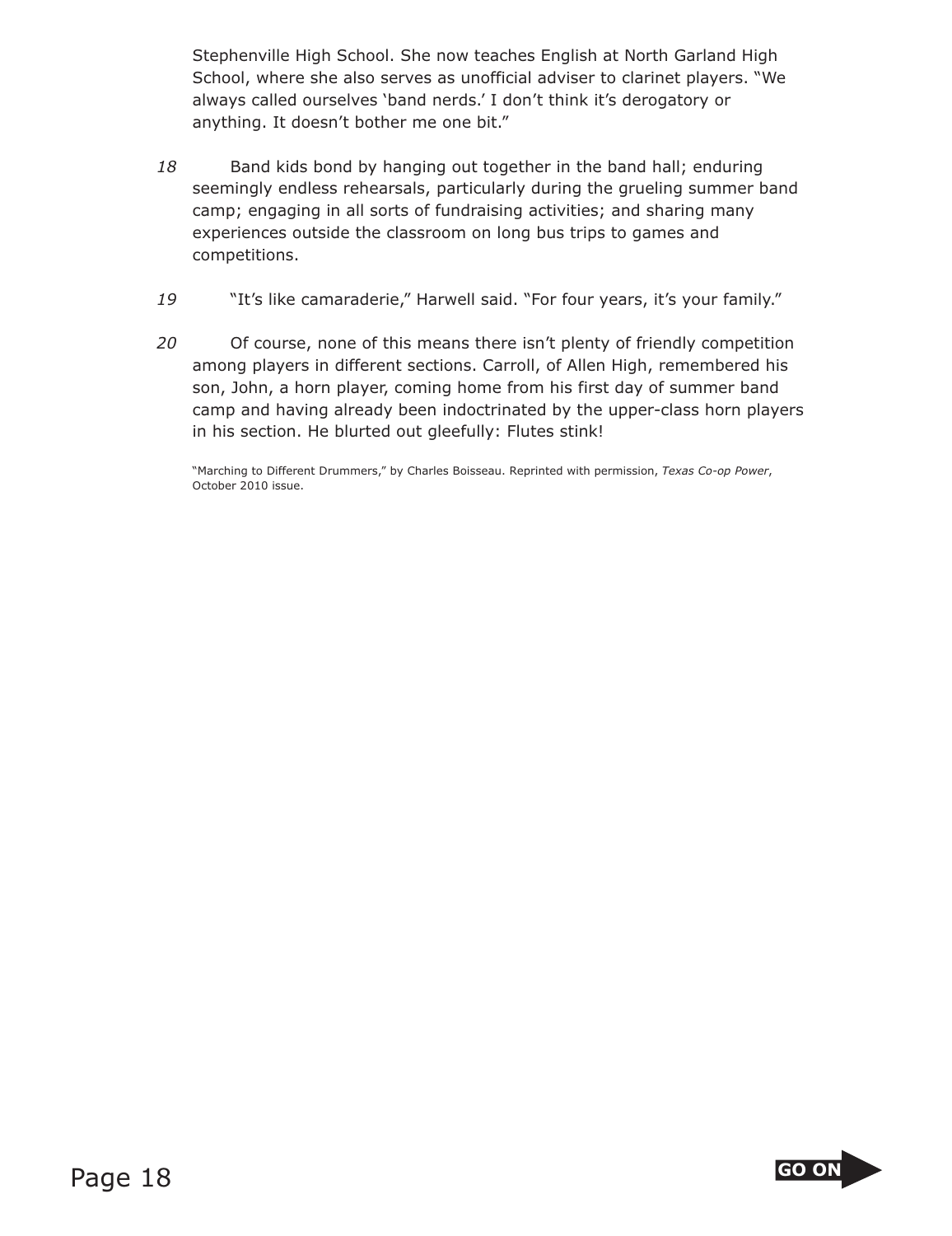Stephenville High School. She now teaches English at North Garland High School, where she also serves as unofficial adviser to clarinet players. "We always called ourselves 'band nerds.' I don't think it's derogatory or anything. It doesn't bother me one bit."

*18* Band kids bond by hanging out together in the band hall; enduring seemingly endless rehearsals, particularly during the grueling summer band camp; engaging in all sorts of fundraising activities; and sharing many experiences outside the classroom on long bus trips to games and competitions.

*19* "It's like camaraderie," Harwell said. "For four years, it's your family."

*20* Of course, none of this means there isn't plenty of friendly competition among players in different sections. Carroll, of Allen High, remembered his son, John, a horn player, coming home from his first day of summer band camp and having already been indoctrinated by the upper-class horn players in his section. He blurted out gleefully: Flutes stink!

"Marching to Different Drummers," by Charles Boisseau. Reprinted with permission, *Texas Co-op Power*, October 2010 issue.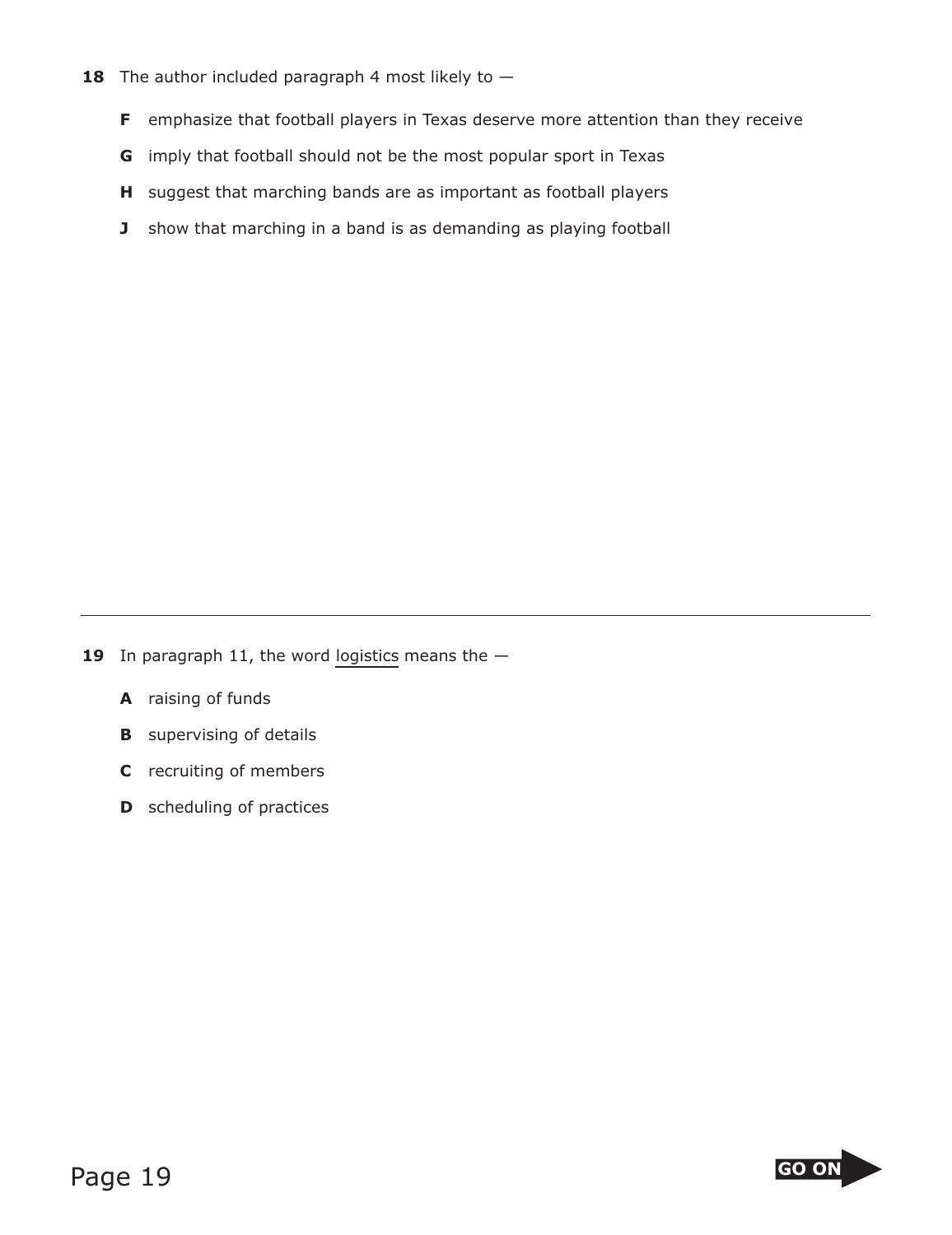**18** The author included paragraph 4 most likely to —

- **F** emphasize that football players in Texas deserve more attention than they receive
- **G** imply that football should not be the most popular sport in Texas
- **H** suggest that marching bands are as important as football players
- **J** show that marching in a band is as demanding as playing football

---

**19** In paragraph 11, the word logistics means the —

- **A** raising of funds
- **B** supervising of details
- **C** recruiting of members
- **D** scheduling of practices

GO ON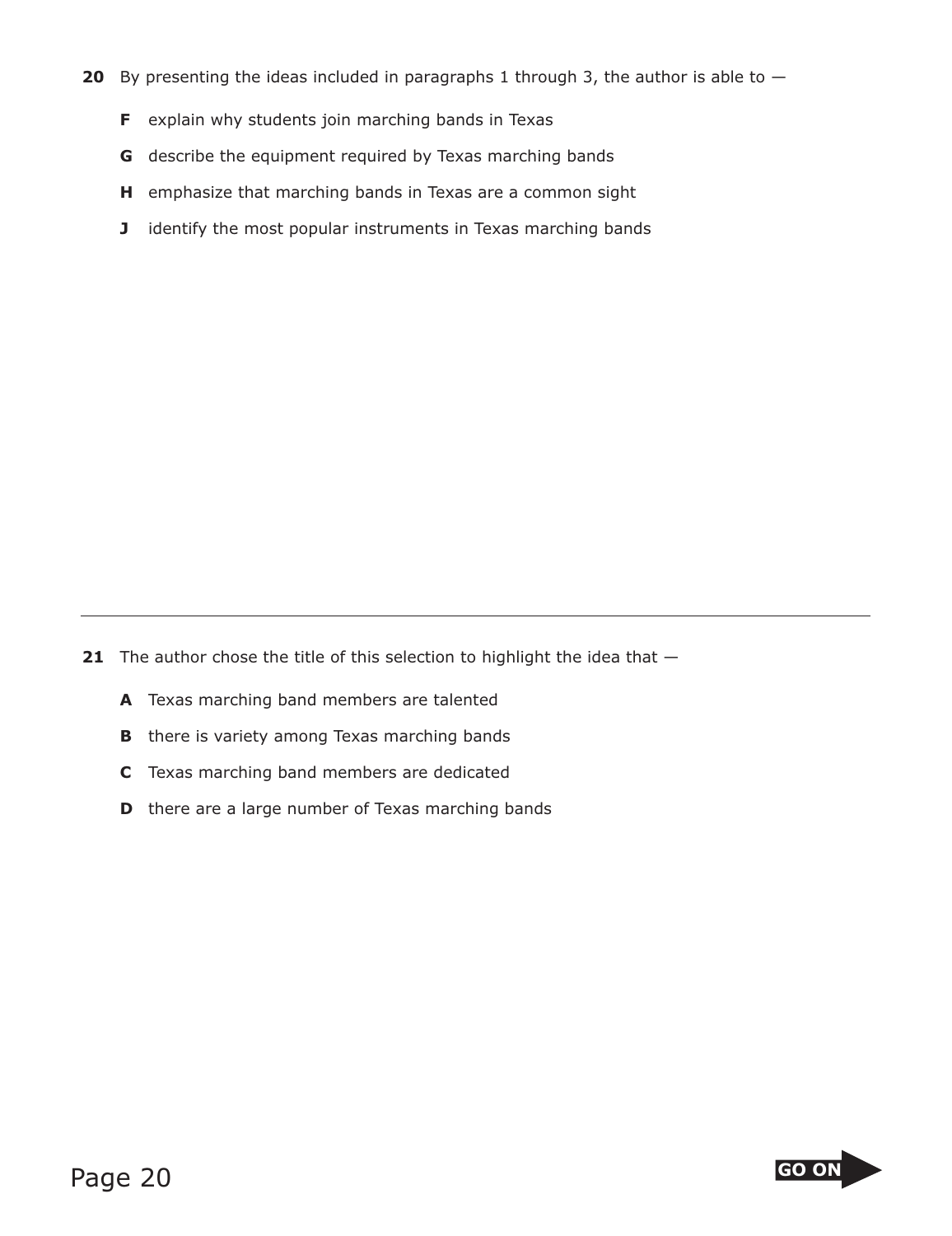**20** By presenting the ideas included in paragraphs 1 through 3, the author is able to —

- **F** explain why students join marching bands in Texas
- **G** describe the equipment required by Texas marching bands
- **H** emphasize that marching bands in Texas are a common sight
- **J** identify the most popular instruments in Texas marching bands

---

**21** The author chose the title of this selection to highlight the idea that —

- **A** Texas marching band members are talented
- **B** there is variety among Texas marching bands
- **C** Texas marching band members are dedicated
- **D** there are a large number of Texas marching bands

GO ON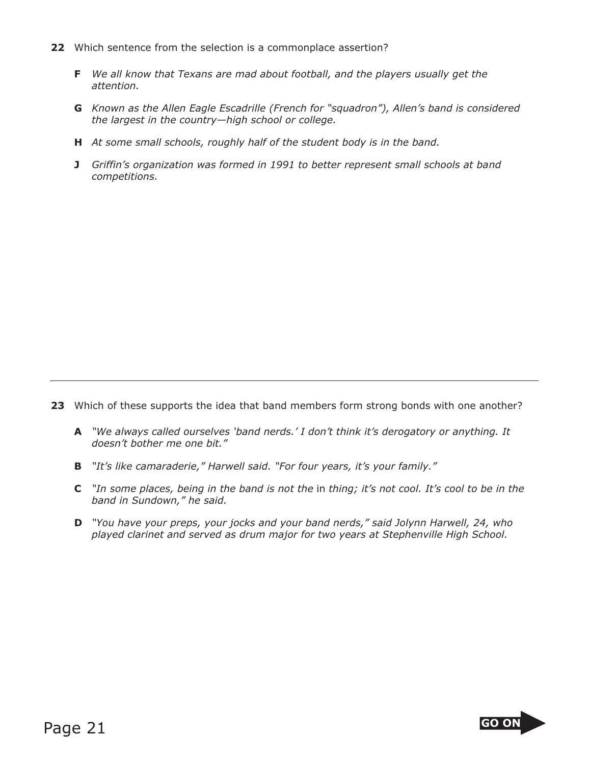**22** Which sentence from the selection is a commonplace assertion?

**F** *We all know that Texans are mad about football, and the players usually get the attention.*

**G** *Known as the Allen Eagle Escadrille (French for "squadron"), Allen's band is considered the largest in the country—high school or college.*

**H** *At some small schools, roughly half of the student body is in the band.*

**J** *Griffin's organization was formed in 1991 to better represent small schools at band competitions.*

---

**23** Which of these supports the idea that band members form strong bonds with one another?

**A** *"We always called ourselves 'band nerds.' I don't think it's derogatory or anything. It doesn't bother me one bit."*

**B** *"It's like camaraderie," Harwell said. "For four years, it's your family."*

**C** *"In some places, being in the band is not the* in *thing; it's not cool. It's cool to be in the band in Sundown," he said.*

**D** *"You have your preps, your jocks and your band nerds," said Jolynn Harwell, 24, who played clarinet and served as drum major for two years at Stephenville High School.*

GO ON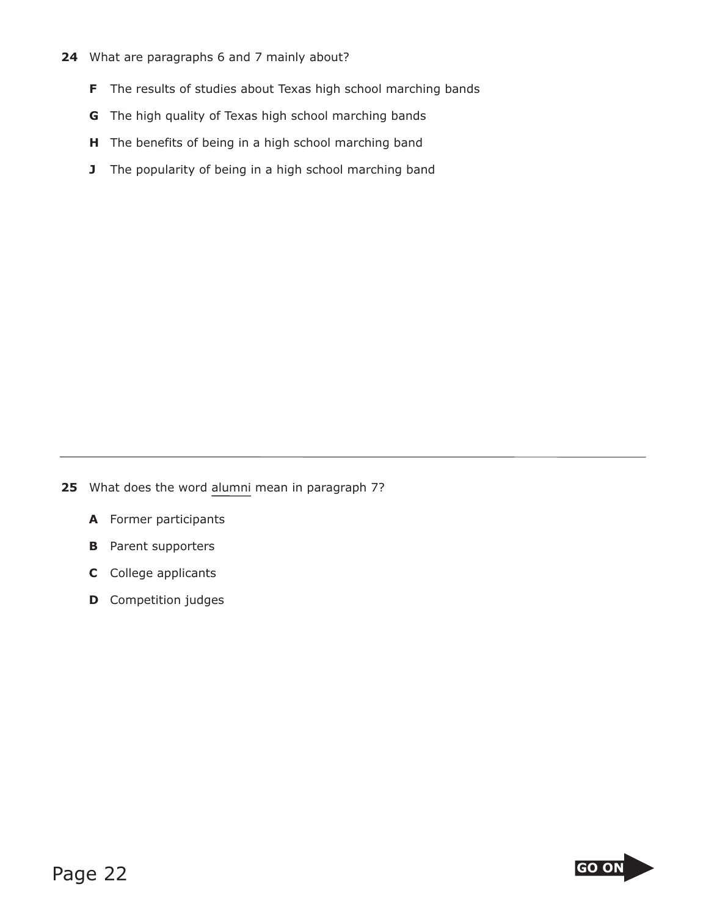**24** What are paragraphs 6 and 7 mainly about?

**F** The results of studies about Texas high school marching bands

**G** The high quality of Texas high school marching bands

**H** The benefits of being in a high school marching band

**J** The popularity of being in a high school marching band

---

**25** What does the word alumni mean in paragraph 7?

**A** Former participants

**B** Parent supporters

**C** College applicants

**D** Competition judges

GO ON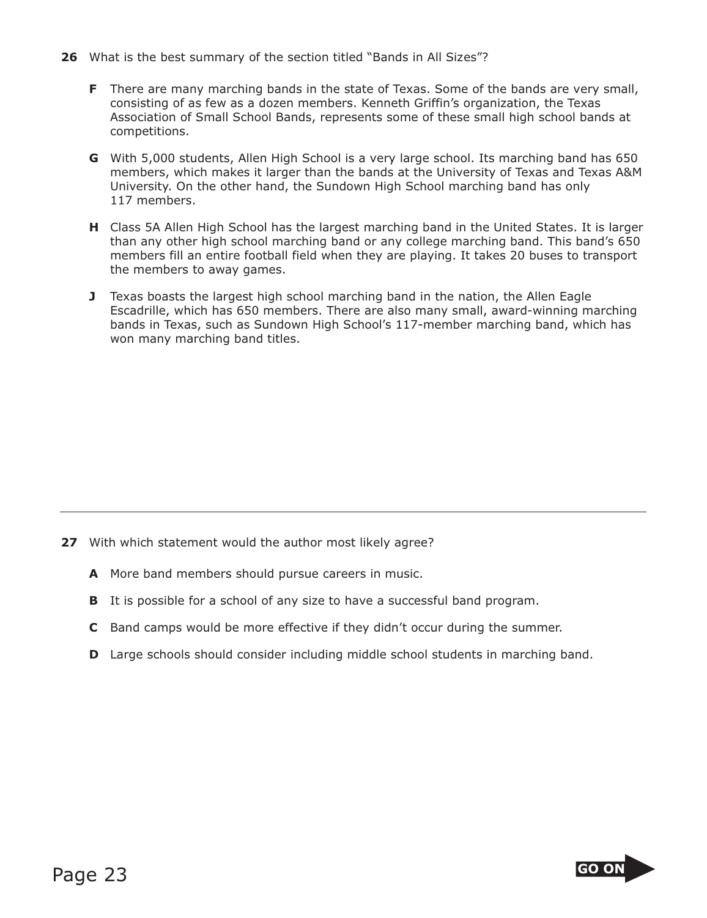**26** What is the best summary of the section titled "Bands in All Sizes"?

- **F** There are many marching bands in the state of Texas. Some of the bands are very small, consisting of as few as a dozen members. Kenneth Griffin's organization, the Texas Association of Small School Bands, represents some of these small high school bands at competitions.
- **G** With 5,000 students, Allen High School is a very large school. Its marching band has 650 members, which makes it larger than the bands at the University of Texas and Texas A&M University. On the other hand, the Sundown High School marching band has only 117 members.
- **H** Class 5A Allen High School has the largest marching band in the United States. It is larger than any other high school marching band or any college marching band. This band's 650 members fill an entire football field when they are playing. It takes 20 buses to transport the members to away games.
- **J** Texas boasts the largest high school marching band in the nation, the Allen Eagle Escadrille, which has 650 members. There are also many small, award-winning marching bands in Texas, such as Sundown High School's 117-member marching band, which has won many marching band titles.

---

**27** With which statement would the author most likely agree?

- **A** More band members should pursue careers in music.
- **B** It is possible for a school of any size to have a successful band program.
- **C** Band camps would be more effective if they didn't occur during the summer.
- **D** Large schools should consider including middle school students in marching band.

GO ON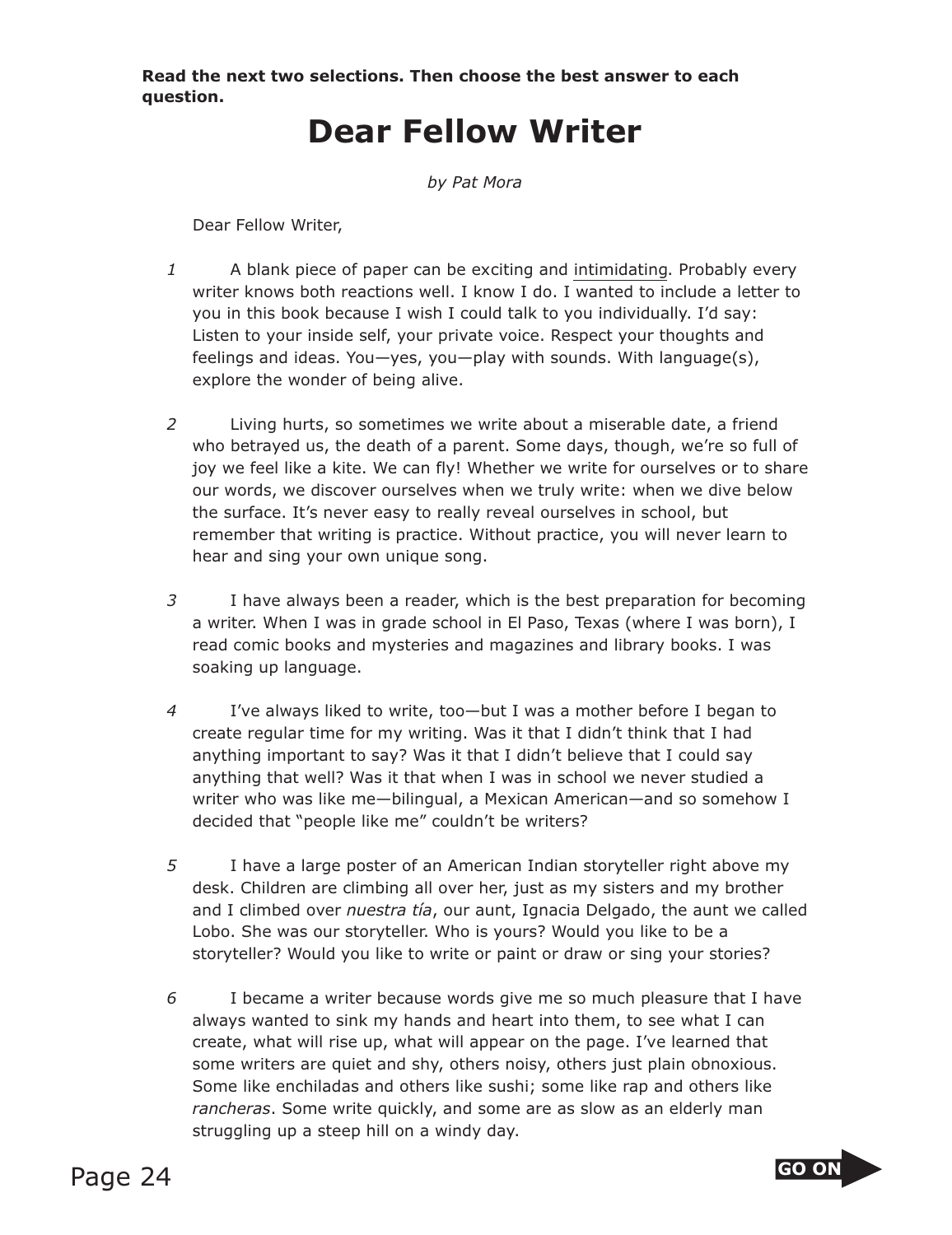**Read the next two selections. Then choose the best answer to each question.**

# Dear Fellow Writer

*by Pat Mora*

Dear Fellow Writer,

*1* A blank piece of paper can be exciting and intimidating. Probably every writer knows both reactions well. I know I do. I wanted to include a letter to you in this book because I wish I could talk to you individually. I'd say: Listen to your inside self, your private voice. Respect your thoughts and feelings and ideas. You—yes, you—play with sounds. With language(s), explore the wonder of being alive.

*2* Living hurts, so sometimes we write about a miserable date, a friend who betrayed us, the death of a parent. Some days, though, we're so full of joy we feel like a kite. We can fly! Whether we write for ourselves or to share our words, we discover ourselves when we truly write: when we dive below the surface. It's never easy to really reveal ourselves in school, but remember that writing is practice. Without practice, you will never learn to hear and sing your own unique song.

*3* I have always been a reader, which is the best preparation for becoming a writer. When I was in grade school in El Paso, Texas (where I was born), I read comic books and mysteries and magazines and library books. I was soaking up language.

*4* I've always liked to write, too—but I was a mother before I began to create regular time for my writing. Was it that I didn't think that I had anything important to say? Was it that I didn't believe that I could say anything that well? Was it that when I was in school we never studied a writer who was like me—bilingual, a Mexican American—and so somehow I decided that "people like me" couldn't be writers?

*5* I have a large poster of an American Indian storyteller right above my desk. Children are climbing all over her, just as my sisters and my brother and I climbed over *nuestra tía*, our aunt, Ignacia Delgado, the aunt we called Lobo. She was our storyteller. Who is yours? Would you like to be a storyteller? Would you like to write or paint or draw or sing your stories?

*6* I became a writer because words give me so much pleasure that I have always wanted to sink my hands and heart into them, to see what I can create, what will rise up, what will appear on the page. I've learned that some writers are quiet and shy, others noisy, others just plain obnoxious. Some like enchiladas and others like sushi; some like rap and others like *rancheras*. Some write quickly, and some are as slow as an elderly man struggling up a steep hill on a windy day.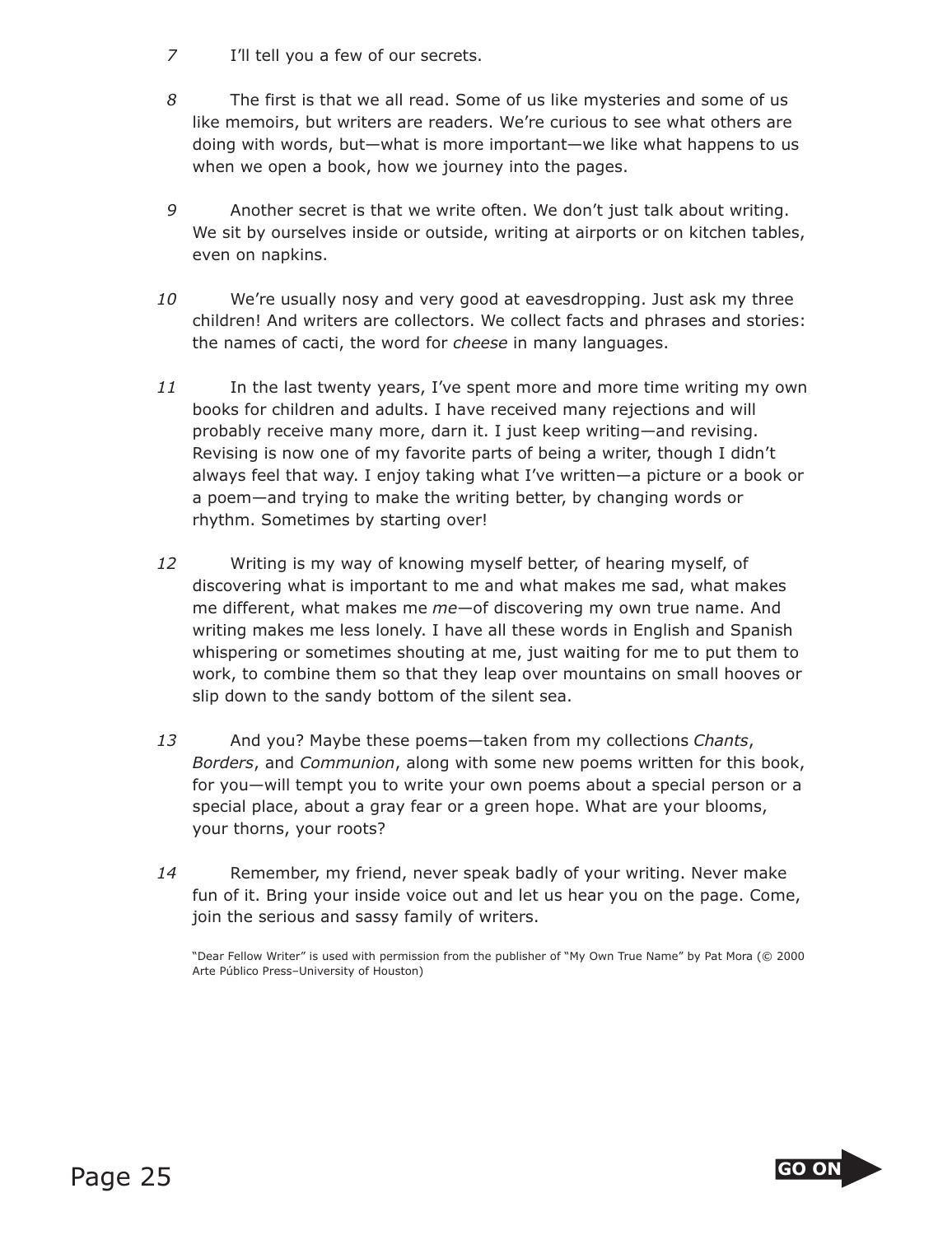7 I'll tell you a few of our secrets.

8 The first is that we all read. Some of us like mysteries and some of us like memoirs, but writers are readers. We're curious to see what others are doing with words, but—what is more important—we like what happens to us when we open a book, how we journey into the pages.

9 Another secret is that we write often. We don't just talk about writing. We sit by ourselves inside or outside, writing at airports or on kitchen tables, even on napkins.

10 We're usually nosy and very good at eavesdropping. Just ask my three children! And writers are collectors. We collect facts and phrases and stories: the names of cacti, the word for *cheese* in many languages.

11 In the last twenty years, I've spent more and more time writing my own books for children and adults. I have received many rejections and will probably receive many more, darn it. I just keep writing—and revising. Revising is now one of my favorite parts of being a writer, though I didn't always feel that way. I enjoy taking what I've written—a picture or a book or a poem—and trying to make the writing better, by changing words or rhythm. Sometimes by starting over!

12 Writing is my way of knowing myself better, of hearing myself, of discovering what is important to me and what makes me sad, what makes me different, what makes me *me*—of discovering my own true name. And writing makes me less lonely. I have all these words in English and Spanish whispering or sometimes shouting at me, just waiting for me to put them to work, to combine them so that they leap over mountains on small hooves or slip down to the sandy bottom of the silent sea.

13 And you? Maybe these poems—taken from my collections *Chants*, *Borders*, and *Communion*, along with some new poems written for this book, for you—will tempt you to write your own poems about a special person or a special place, about a gray fear or a green hope. What are your blooms, your thorns, your roots?

14 Remember, my friend, never speak badly of your writing. Never make fun of it. Bring your inside voice out and let us hear you on the page. Come, join the serious and sassy family of writers.

"Dear Fellow Writer" is used with permission from the publisher of "My Own True Name" by Pat Mora (© 2000 Arte Público Press–University of Houston)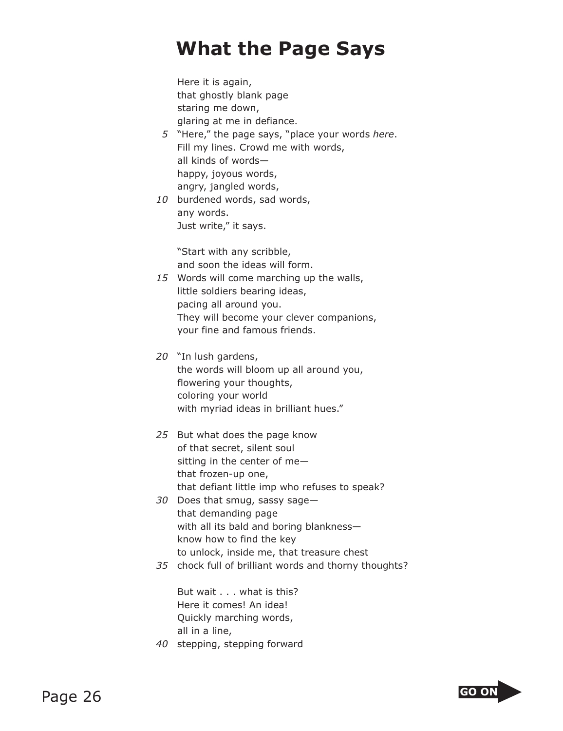# What the Page Says

Here it is again,
that ghostly blank page
staring me down,
glaring at me in defiance.
5 "Here," the page says, "place your words *here*.
Fill my lines. Crowd me with words,
all kinds of words—
happy, joyous words,
angry, jangled words,
10 burdened words, sad words,
any words.
Just write," it says.

"Start with any scribble,
and soon the ideas will form.
15 Words will come marching up the walls,
little soldiers bearing ideas,
pacing all around you.
They will become your clever companions,
your fine and famous friends.

20 "In lush gardens,
the words will bloom up all around you,
flowering your thoughts,
coloring your world
with myriad ideas in brilliant hues."

25 But what does the page know
of that secret, silent soul
sitting in the center of me—
that frozen-up one,
that defiant little imp who refuses to speak?
30 Does that smug, sassy sage—
that demanding page
with all its bald and boring blankness—
know how to find the key
to unlock, inside me, that treasure chest
35 chock full of brilliant words and thorny thoughts?

But wait . . . what is this?
Here it comes! An idea!
Quickly marching words,
all in a line,
40 stepping, stepping forward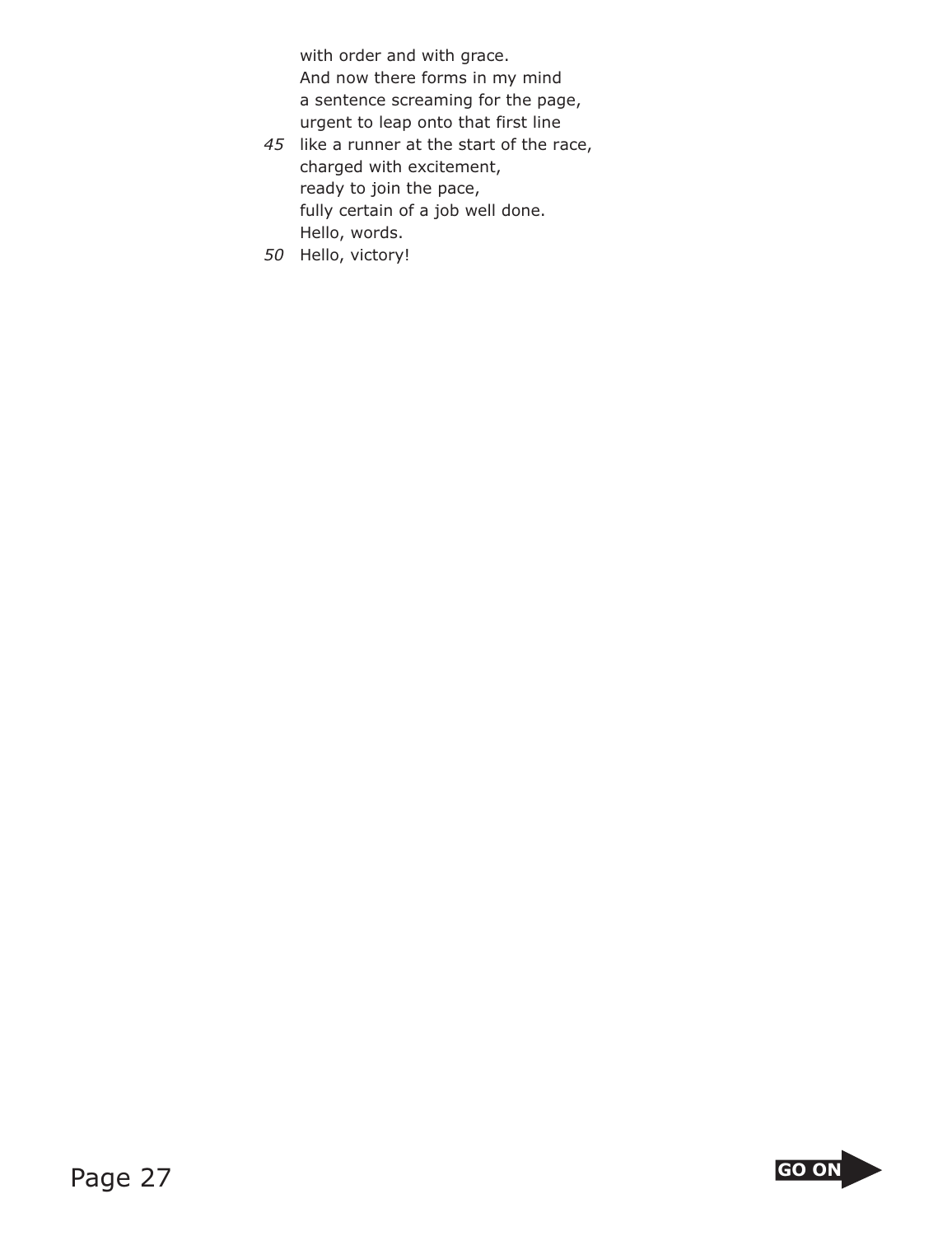with order and with grace.
And now there forms in my mind
a sentence screaming for the page,
urgent to leap onto that first line
*45* like a runner at the start of the race,
charged with excitement,
ready to join the pace,
fully certain of a job well done.
Hello, words.
*50* Hello, victory!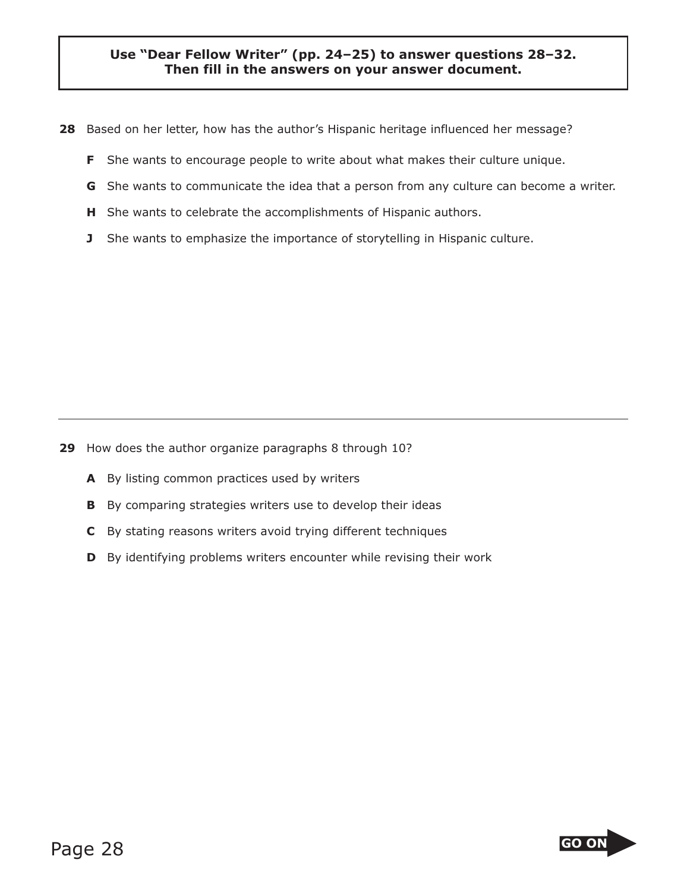**Use "Dear Fellow Writer" (pp. 24–25) to answer questions 28–32. Then fill in the answers on your answer document.**

**28** Based on her letter, how has the author's Hispanic heritage influenced her message?

- **F** She wants to encourage people to write about what makes their culture unique.
- **G** She wants to communicate the idea that a person from any culture can become a writer.
- **H** She wants to celebrate the accomplishments of Hispanic authors.
- **J** She wants to emphasize the importance of storytelling in Hispanic culture.

---

**29** How does the author organize paragraphs 8 through 10?

- **A** By listing common practices used by writers
- **B** By comparing strategies writers use to develop their ideas
- **C** By stating reasons writers avoid trying different techniques
- **D** By identifying problems writers encounter while revising their work

GO ON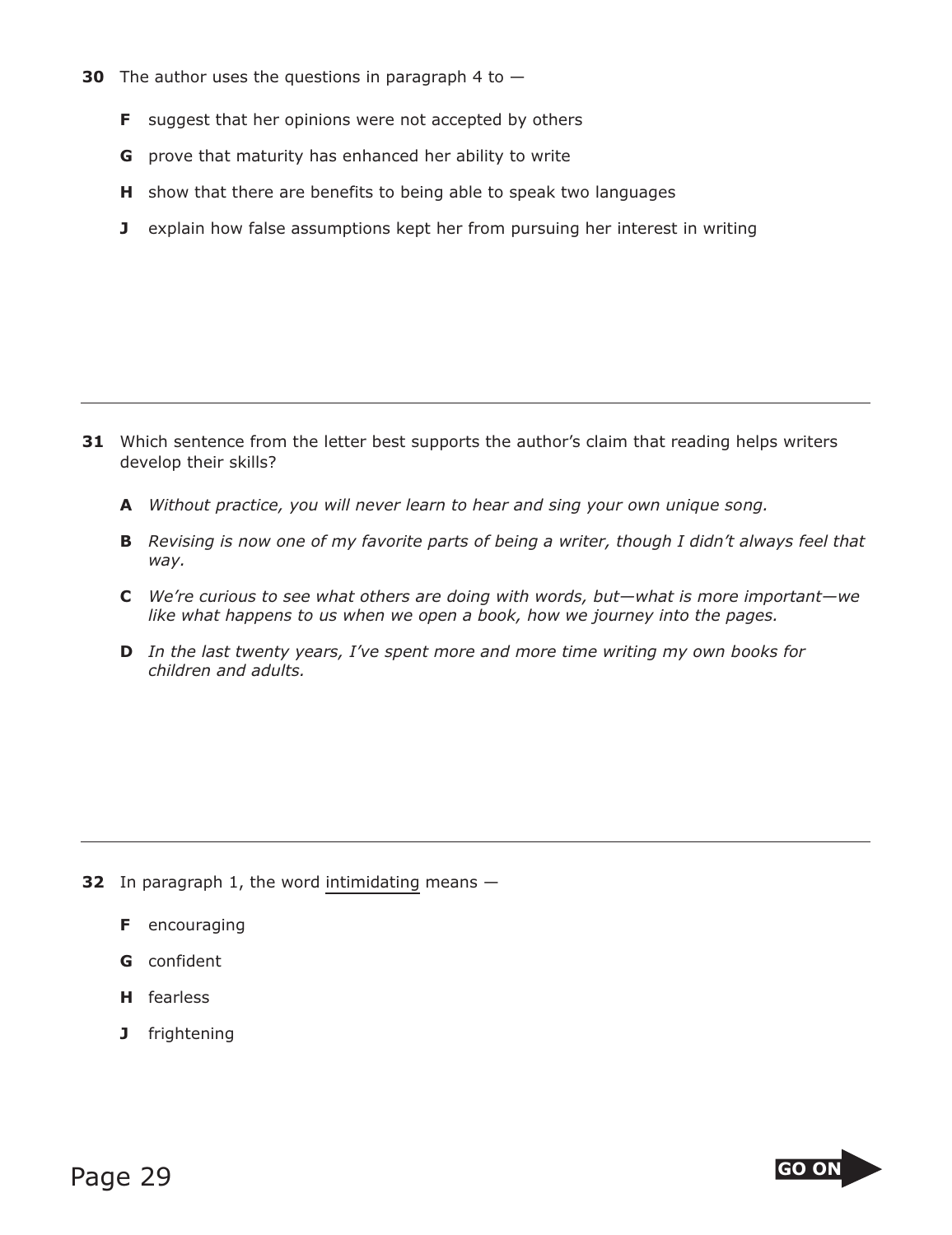**30** The author uses the questions in paragraph 4 to —

**F** suggest that her opinions were not accepted by others

**G** prove that maturity has enhanced her ability to write

**H** show that there are benefits to being able to speak two languages

**J** explain how false assumptions kept her from pursuing her interest in writing

---

**31** Which sentence from the letter best supports the author's claim that reading helps writers develop their skills?

**A** *Without practice, you will never learn to hear and sing your own unique song.*

**B** *Revising is now one of my favorite parts of being a writer, though I didn't always feel that way.*

**C** *We're curious to see what others are doing with words, but—what is more important—we like what happens to us when we open a book, how we journey into the pages.*

**D** *In the last twenty years, I've spent more and more time writing my own books for children and adults.*

---

**32** In paragraph 1, the word intimidating means —

**F** encouraging

**G** confident

**H** fearless

**J** frightening

GO ON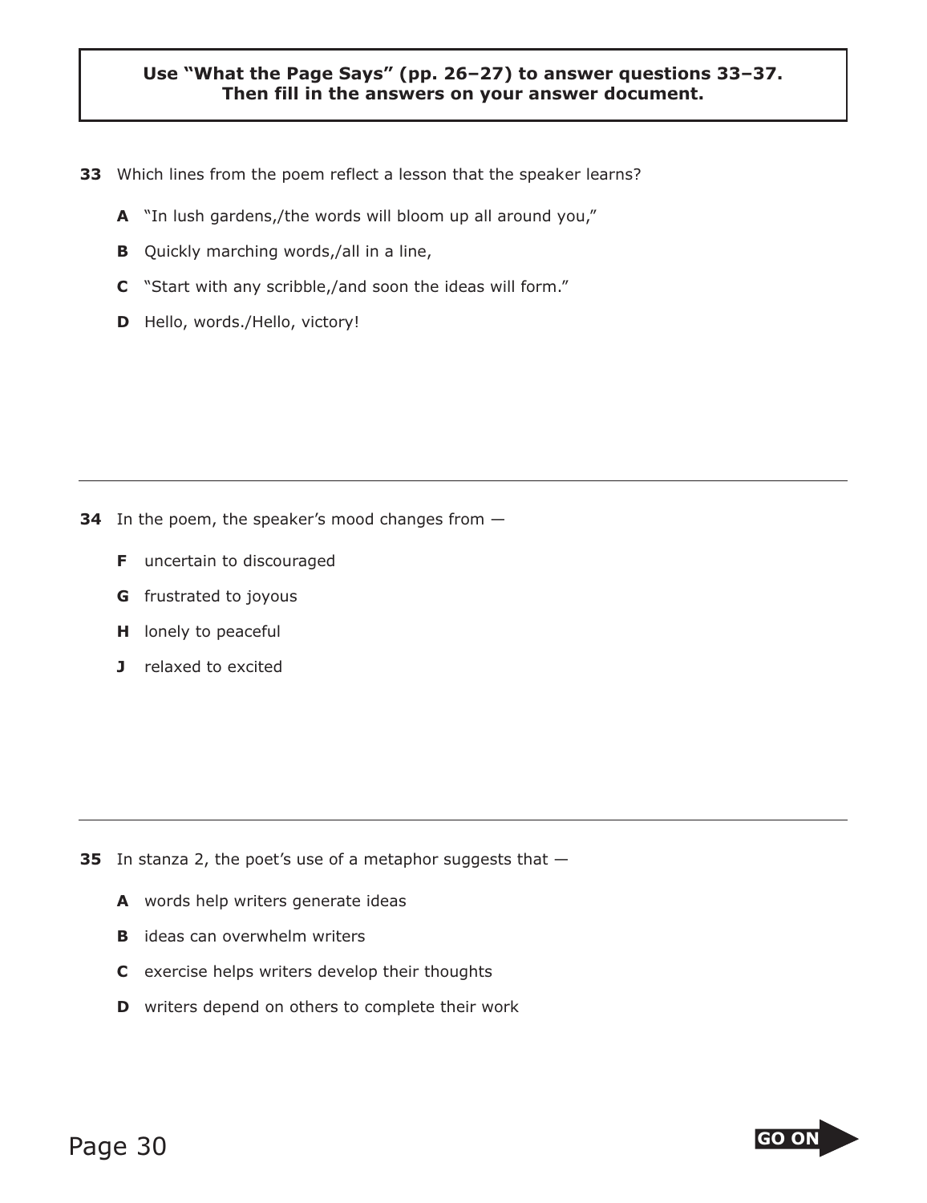**Use "What the Page Says" (pp. 26–27) to answer questions 33–37. Then fill in the answers on your answer document.**

**33** Which lines from the poem reflect a lesson that the speaker learns?

- **A** "In lush gardens,/the words will bloom up all around you,"
- **B** Quickly marching words,/all in a line,
- **C** "Start with any scribble,/and soon the ideas will form."
- **D** Hello, words./Hello, victory!

---

**34** In the poem, the speaker's mood changes from —

- **F** uncertain to discouraged
- **G** frustrated to joyous
- **H** lonely to peaceful
- **J** relaxed to excited

---

**35** In stanza 2, the poet's use of a metaphor suggests that —

- **A** words help writers generate ideas
- **B** ideas can overwhelm writers
- **C** exercise helps writers develop their thoughts
- **D** writers depend on others to complete their work

GO ON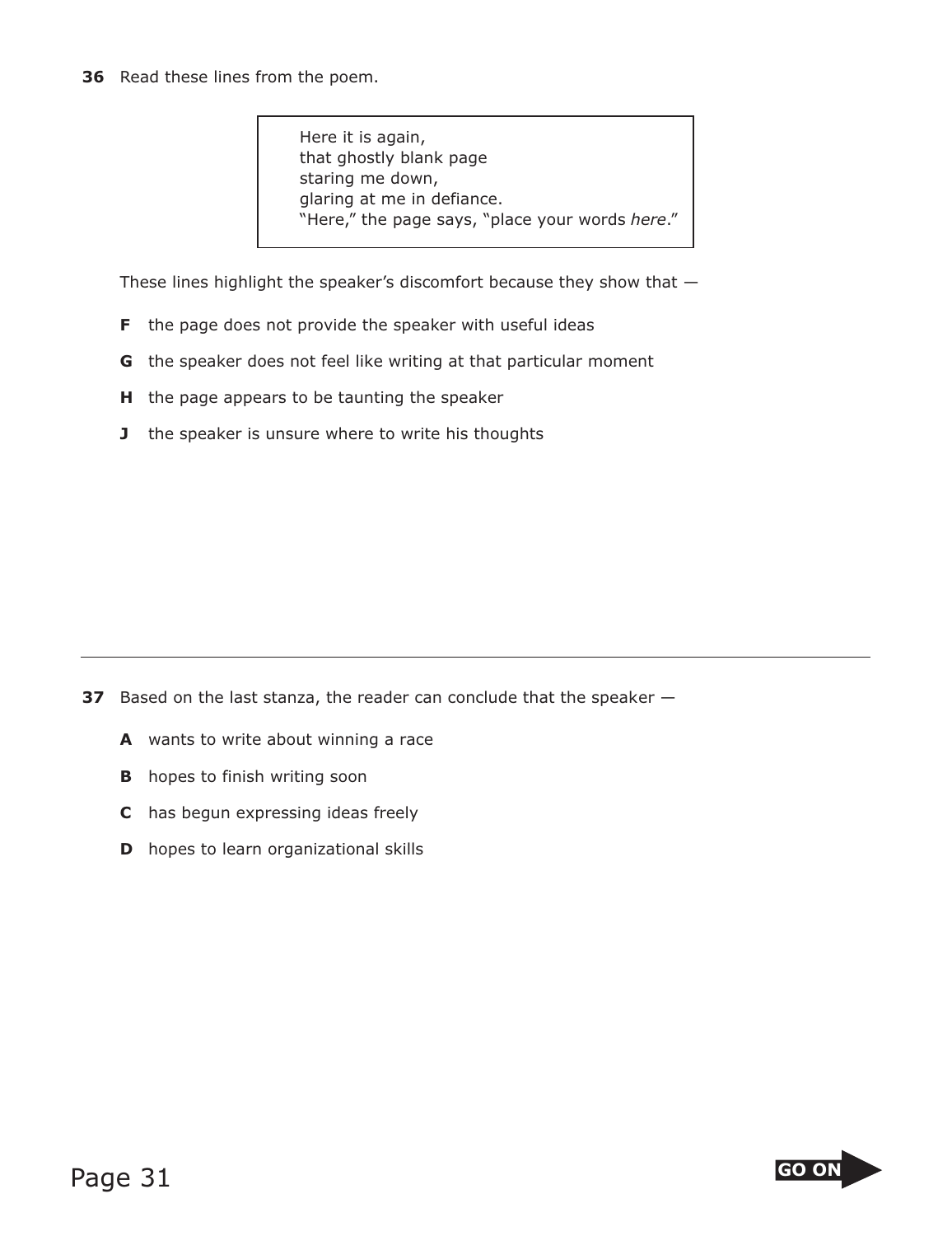**36** Read these lines from the poem.

> Here it is again,
> that ghostly blank page
> staring me down,
> glaring at me in defiance.
> "Here," the page says, "place your words *here*."

These lines highlight the speaker's discomfort because they show that —

**F** the page does not provide the speaker with useful ideas

**G** the speaker does not feel like writing at that particular moment

**H** the page appears to be taunting the speaker

**J** the speaker is unsure where to write his thoughts

---

**37** Based on the last stanza, the reader can conclude that the speaker —

**A** wants to write about winning a race

**B** hopes to finish writing soon

**C** has begun expressing ideas freely

**D** hopes to learn organizational skills

GO ON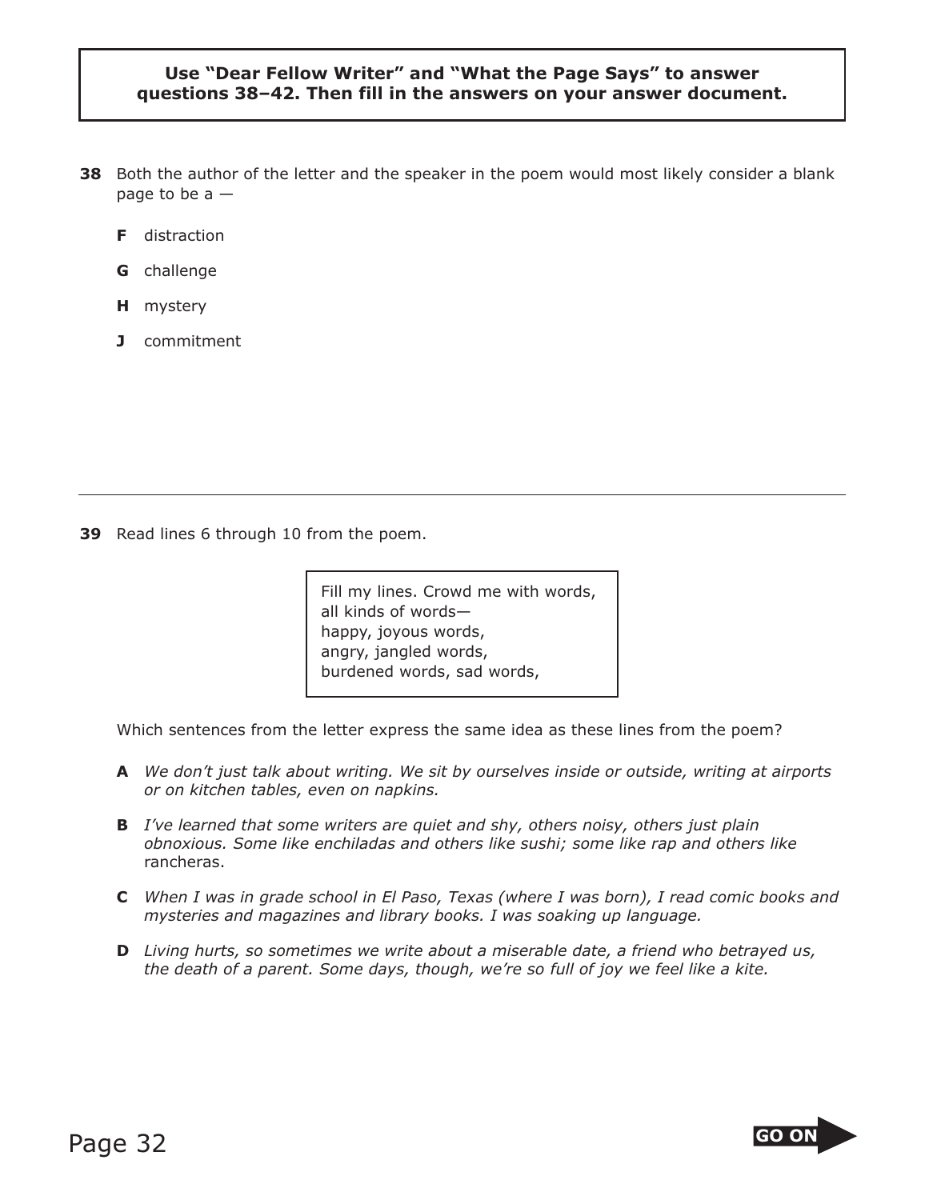**Use "Dear Fellow Writer" and "What the Page Says" to answer questions 38–42. Then fill in the answers on your answer document.**

**38** Both the author of the letter and the speaker in the poem would most likely consider a blank page to be a —

**F** distraction

**G** challenge

**H** mystery

**J** commitment

---

**39** Read lines 6 through 10 from the poem.

> Fill my lines. Crowd me with words,
> all kinds of words—
> happy, joyous words,
> angry, jangled words,
> burdened words, sad words,

Which sentences from the letter express the same idea as these lines from the poem?

**A** *We don't just talk about writing. We sit by ourselves inside or outside, writing at airports or on kitchen tables, even on napkins.*

**B** *I've learned that some writers are quiet and shy, others noisy, others just plain obnoxious. Some like enchiladas and others like sushi; some like rap and others like* rancheras.

**C** *When I was in grade school in El Paso, Texas (where I was born), I read comic books and mysteries and magazines and library books. I was soaking up language.*

**D** *Living hurts, so sometimes we write about a miserable date, a friend who betrayed us, the death of a parent. Some days, though, we're so full of joy we feel like a kite.*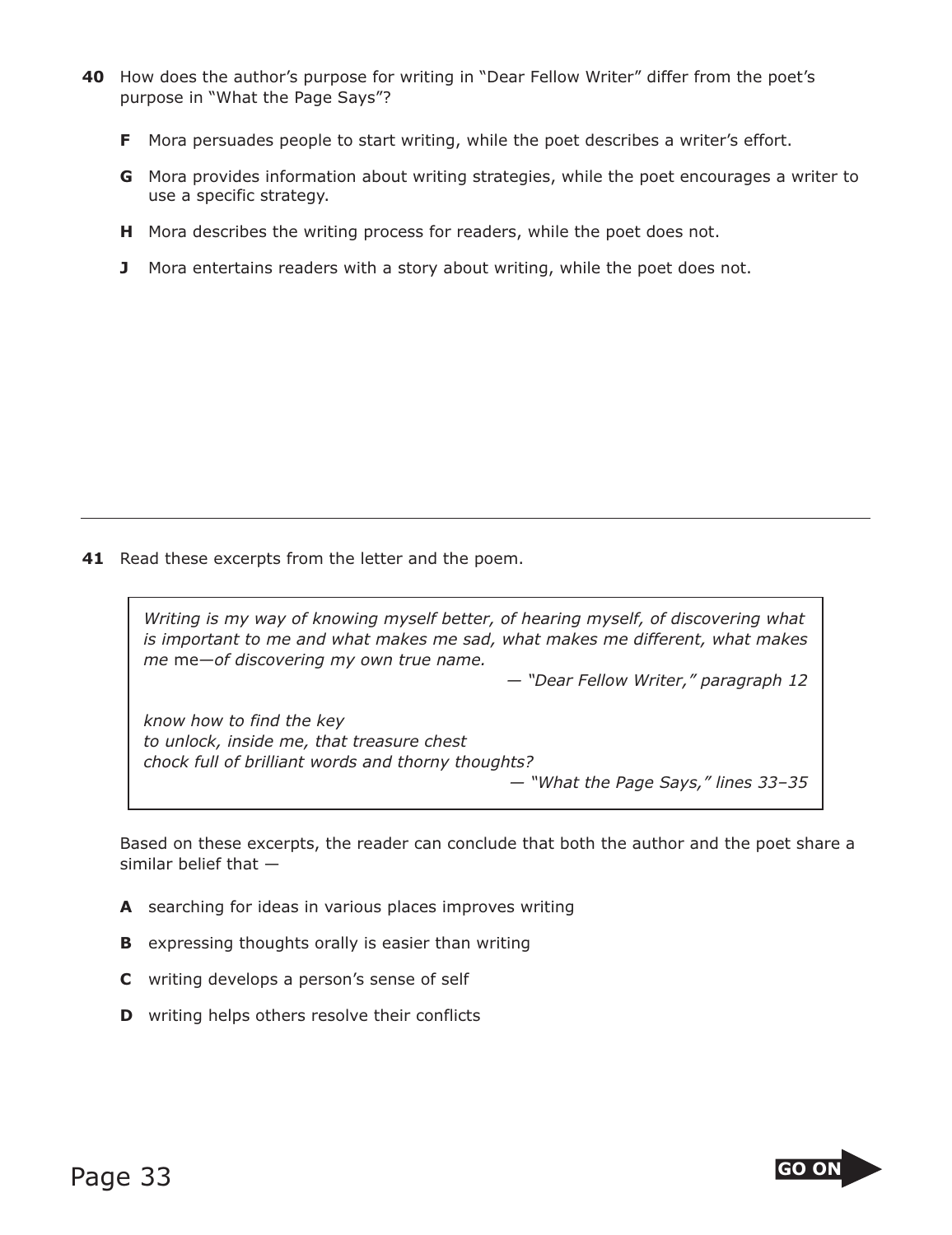**40** How does the author's purpose for writing in "Dear Fellow Writer" differ from the poet's purpose in "What the Page Says"?

**F** Mora persuades people to start writing, while the poet describes a writer's effort.

**G** Mora provides information about writing strategies, while the poet encourages a writer to use a specific strategy.

**H** Mora describes the writing process for readers, while the poet does not.

**J** Mora entertains readers with a story about writing, while the poet does not.

---

**41** Read these excerpts from the letter and the poem.

> *Writing is my way of knowing myself better, of hearing myself, of discovering what is important to me and what makes me sad, what makes me different, what makes me* me*—of discovering my own true name.*
>
> *— "Dear Fellow Writer," paragraph 12*
>
> *know how to find the key*
> *to unlock, inside me, that treasure chest*
> *chock full of brilliant words and thorny thoughts?*
>
> *— "What the Page Says," lines 33–35*

Based on these excerpts, the reader can conclude that both the author and the poet share a similar belief that —

**A** searching for ideas in various places improves writing

**B** expressing thoughts orally is easier than writing

**C** writing develops a person's sense of self

**D** writing helps others resolve their conflicts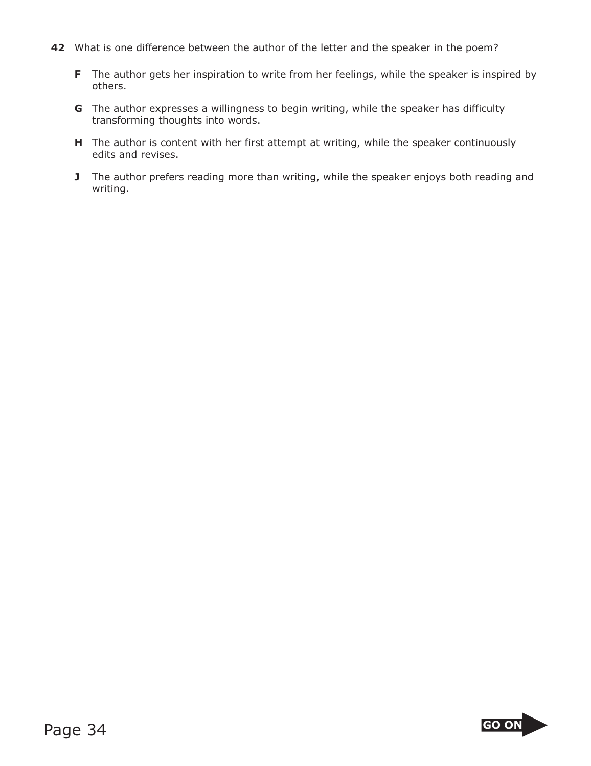**42** What is one difference between the author of the letter and the speaker in the poem?

**F** The author gets her inspiration to write from her feelings, while the speaker is inspired by others.

**G** The author expresses a willingness to begin writing, while the speaker has difficulty transforming thoughts into words.

**H** The author is content with her first attempt at writing, while the speaker continuously edits and revises.

**J** The author prefers reading more than writing, while the speaker enjoys both reading and writing.

GO ON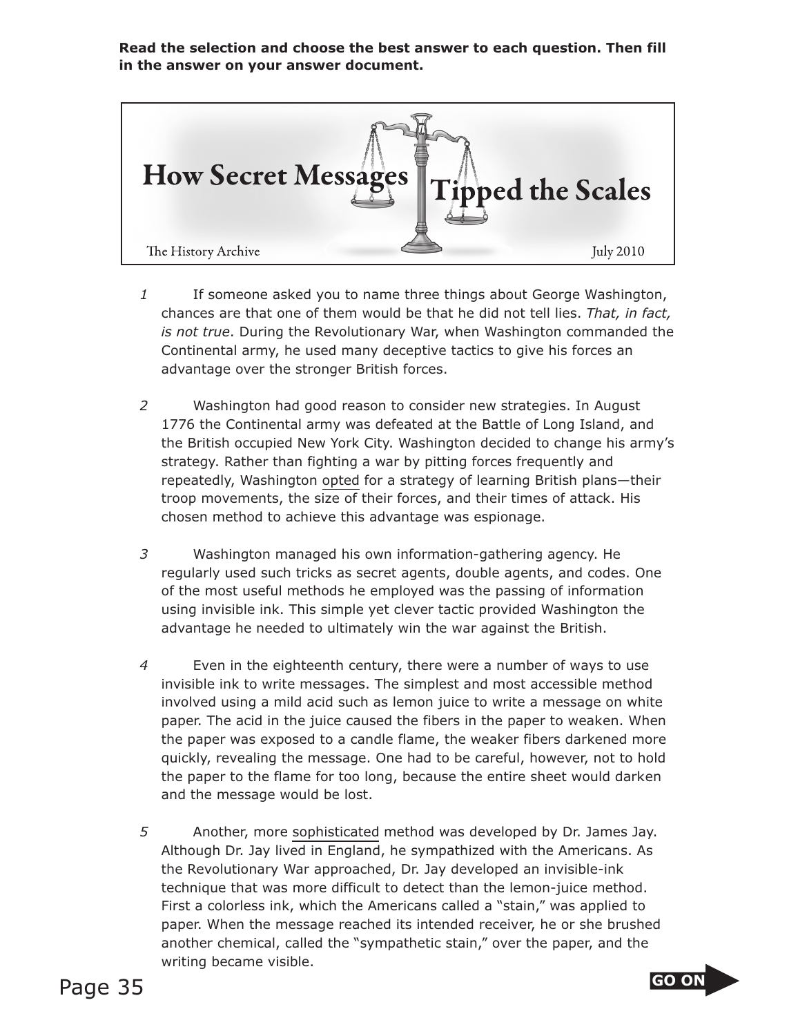**Read the selection and choose the best answer to each question. Then fill in the answer on your answer document.**

# How Secret Messages Tipped the Scales

The History Archive — July 2010

1 If someone asked you to name three things about George Washington, chances are that one of them would be that he did not tell lies. *That, in fact, is not true*. During the Revolutionary War, when Washington commanded the Continental army, he used many deceptive tactics to give his forces an advantage over the stronger British forces.

2 Washington had good reason to consider new strategies. In August 1776 the Continental army was defeated at the Battle of Long Island, and the British occupied New York City. Washington decided to change his army's strategy. Rather than fighting a war by pitting forces frequently and repeatedly, Washington <u>opted</u> for a strategy of learning British plans—their troop movements, the size of their forces, and their times of attack. His chosen method to achieve this advantage was espionage.

3 Washington managed his own information-gathering agency. He regularly used such tricks as secret agents, double agents, and codes. One of the most useful methods he employed was the passing of information using invisible ink. This simple yet clever tactic provided Washington the advantage he needed to ultimately win the war against the British.

4 Even in the eighteenth century, there were a number of ways to use invisible ink to write messages. The simplest and most accessible method involved using a mild acid such as lemon juice to write a message on white paper. The acid in the juice caused the fibers in the paper to weaken. When the paper was exposed to a candle flame, the weaker fibers darkened more quickly, revealing the message. One had to be careful, however, not to hold the paper to the flame for too long, because the entire sheet would darken and the message would be lost.

5 Another, more <u>sophisticated</u> method was developed by Dr. James Jay. Although Dr. Jay lived in England, he sympathized with the Americans. As the Revolutionary War approached, Dr. Jay developed an invisible-ink technique that was more difficult to detect than the lemon-juice method. First a colorless ink, which the Americans called a "stain," was applied to paper. When the message reached its intended receiver, he or she brushed another chemical, called the "sympathetic stain," over the paper, and the writing became visible.

GO ON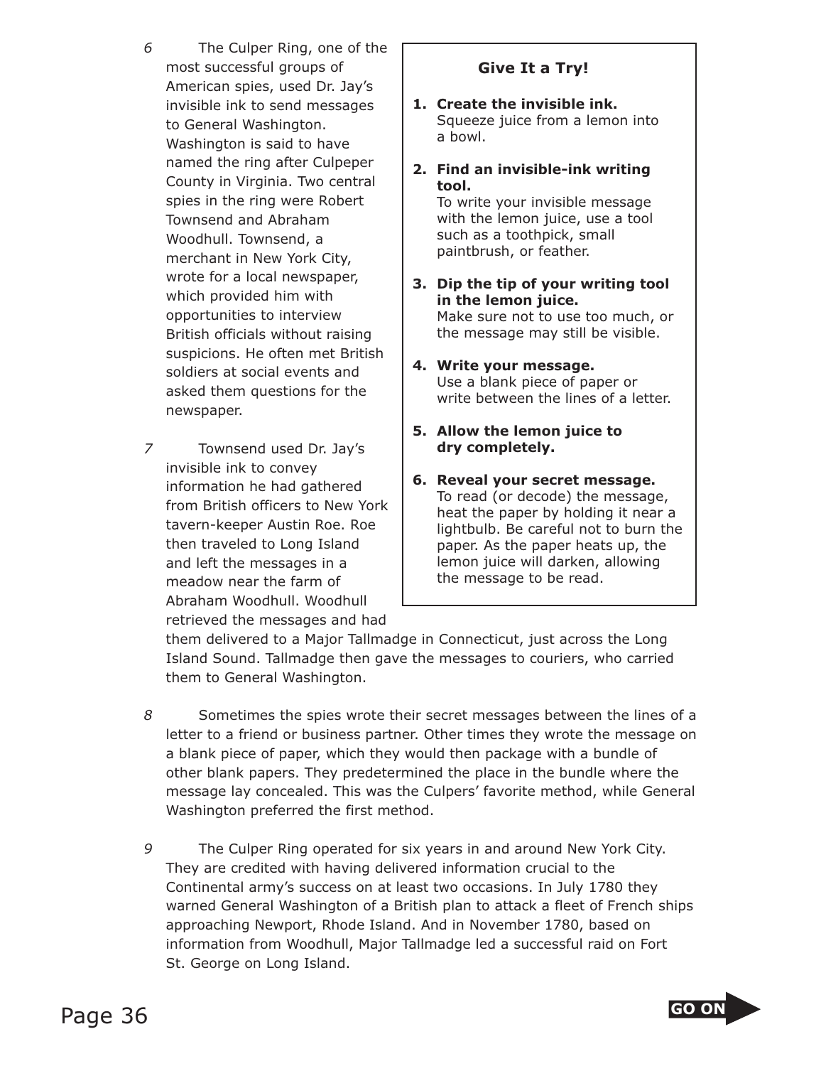6 The Culper Ring, one of the most successful groups of American spies, used Dr. Jay's invisible ink to send messages to General Washington. Washington is said to have named the ring after Culpeper County in Virginia. Two central spies in the ring were Robert Townsend and Abraham Woodhull. Townsend, a merchant in New York City, wrote for a local newspaper, which provided him with opportunities to interview British officials without raising suspicions. He often met British soldiers at social events and asked them questions for the newspaper.

7 Townsend used Dr. Jay's invisible ink to convey information he had gathered from British officers to New York tavern-keeper Austin Roe. Roe then traveled to Long Island and left the messages in a meadow near the farm of Abraham Woodhull. Woodhull retrieved the messages and had them delivered to a Major Tallmadge in Connecticut, just across the Long Island Sound. Tallmadge then gave the messages to couriers, who carried them to General Washington.

8 Sometimes the spies wrote their secret messages between the lines of a letter to a friend or business partner. Other times they wrote the message on a blank piece of paper, which they would then package with a bundle of other blank papers. They predetermined the place in the bundle where the message lay concealed. This was the Culpers' favorite method, while General Washington preferred the first method.

9 The Culper Ring operated for six years in and around New York City. They are credited with having delivered information crucial to the Continental army's success on at least two occasions. In July 1780 they warned General Washington of a British plan to attack a fleet of French ships approaching Newport, Rhode Island. And in November 1780, based on information from Woodhull, Major Tallmadge led a successful raid on Fort St. George on Long Island.

### Give It a Try!

1. **Create the invisible ink.**
   Squeeze juice from a lemon into a bowl.
2. **Find an invisible-ink writing tool.**
   To write your invisible message with the lemon juice, use a tool such as a toothpick, small paintbrush, or feather.
3. **Dip the tip of your writing tool in the lemon juice.**
   Make sure not to use too much, or the message may still be visible.
4. **Write your message.**
   Use a blank piece of paper or write between the lines of a letter.
5. **Allow the lemon juice to dry completely.**
6. **Reveal your secret message.**
   To read (or decode) the message, heat the paper by holding it near a lightbulb. Be careful not to burn the paper. As the paper heats up, the lemon juice will darken, allowing the message to be read.

GO ON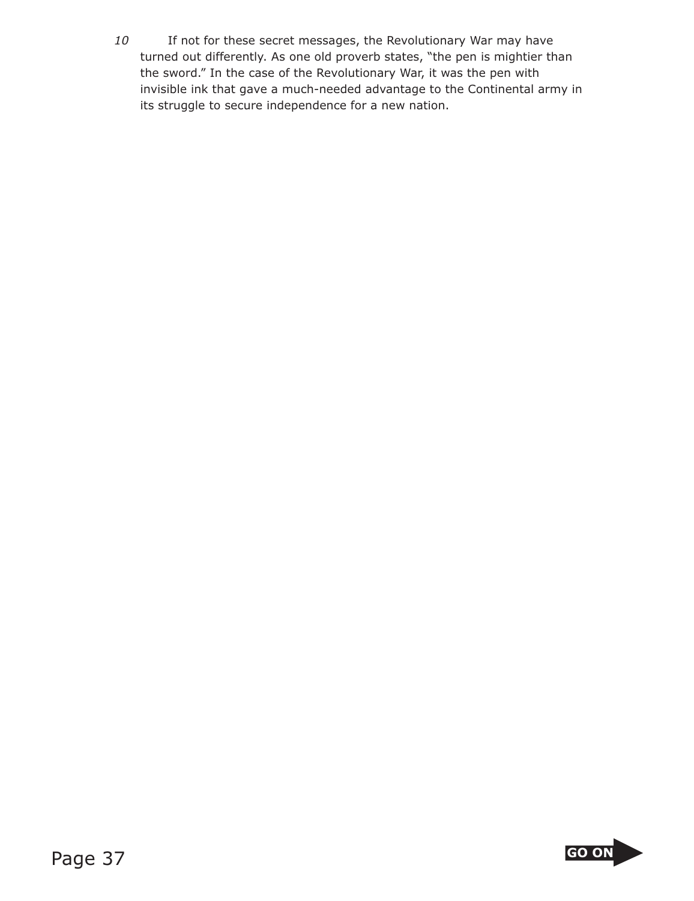*10* If not for these secret messages, the Revolutionary War may have turned out differently. As one old proverb states, "the pen is mightier than the sword." In the case of the Revolutionary War, it was the pen with invisible ink that gave a much-needed advantage to the Continental army in its struggle to secure independence for a new nation.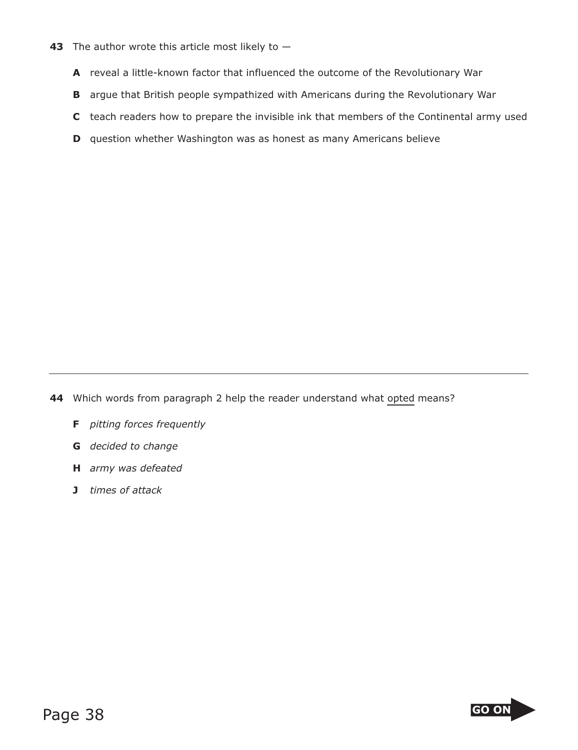**43** The author wrote this article most likely to —

**A** reveal a little-known factor that influenced the outcome of the Revolutionary War

**B** argue that British people sympathized with Americans during the Revolutionary War

**C** teach readers how to prepare the invisible ink that members of the Continental army used

**D** question whether Washington was as honest as many Americans believe

---

**44** Which words from paragraph 2 help the reader understand what <u>opted</u> means?

**F** *pitting forces frequently*

**G** *decided to change*

**H** *army was defeated*

**J** *times of attack*

GO ON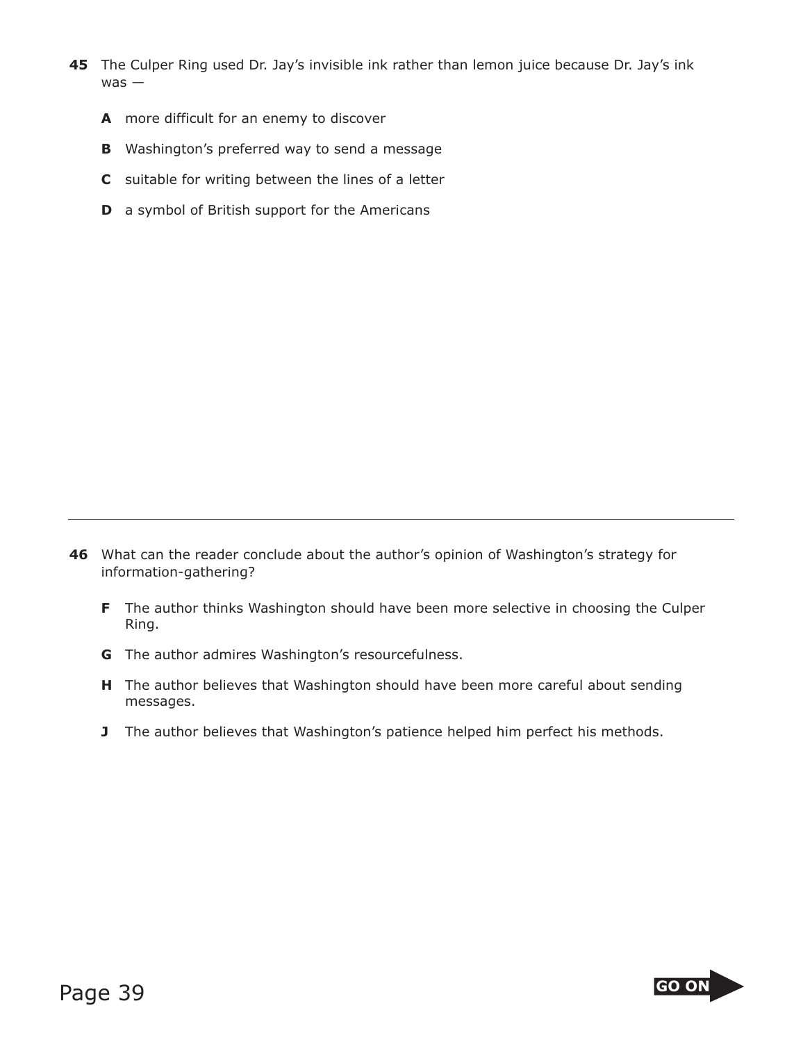**45** The Culper Ring used Dr. Jay's invisible ink rather than lemon juice because Dr. Jay's ink was —

- **A** more difficult for an enemy to discover
- **B** Washington's preferred way to send a message
- **C** suitable for writing between the lines of a letter
- **D** a symbol of British support for the Americans

---

**46** What can the reader conclude about the author's opinion of Washington's strategy for information-gathering?

- **F** The author thinks Washington should have been more selective in choosing the Culper Ring.
- **G** The author admires Washington's resourcefulness.
- **H** The author believes that Washington should have been more careful about sending messages.
- **J** The author believes that Washington's patience helped him perfect his methods.

GO ON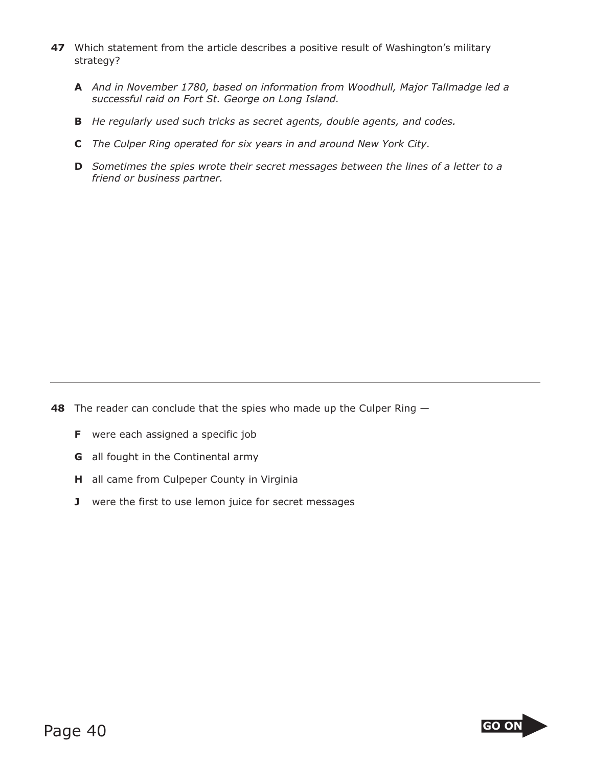**47** Which statement from the article describes a positive result of Washington's military strategy?

**A** *And in November 1780, based on information from Woodhull, Major Tallmadge led a successful raid on Fort St. George on Long Island.*

**B** *He regularly used such tricks as secret agents, double agents, and codes.*

**C** *The Culper Ring operated for six years in and around New York City.*

**D** *Sometimes the spies wrote their secret messages between the lines of a letter to a friend or business partner.*

---

**48** The reader can conclude that the spies who made up the Culper Ring —

**F** were each assigned a specific job

**G** all fought in the Continental army

**H** all came from Culpeper County in Virginia

**J** were the first to use lemon juice for secret messages

GO ON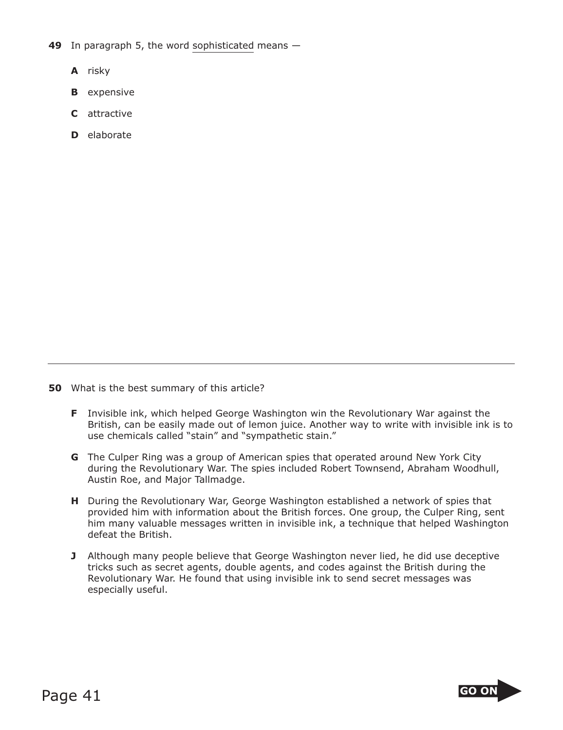**49** In paragraph 5, the word <u>sophisticated</u> means —

**A** risky

**B** expensive

**C** attractive

**D** elaborate

---

**50** What is the best summary of this article?

**F** Invisible ink, which helped George Washington win the Revolutionary War against the British, can be easily made out of lemon juice. Another way to write with invisible ink is to use chemicals called "stain" and "sympathetic stain."

**G** The Culper Ring was a group of American spies that operated around New York City during the Revolutionary War. The spies included Robert Townsend, Abraham Woodhull, Austin Roe, and Major Tallmadge.

**H** During the Revolutionary War, George Washington established a network of spies that provided him with information about the British forces. One group, the Culper Ring, sent him many valuable messages written in invisible ink, a technique that helped Washington defeat the British.

**J** Although many people believe that George Washington never lied, he did use deceptive tricks such as secret agents, double agents, and codes against the British during the Revolutionary War. He found that using invisible ink to send secret messages was especially useful.

GO ON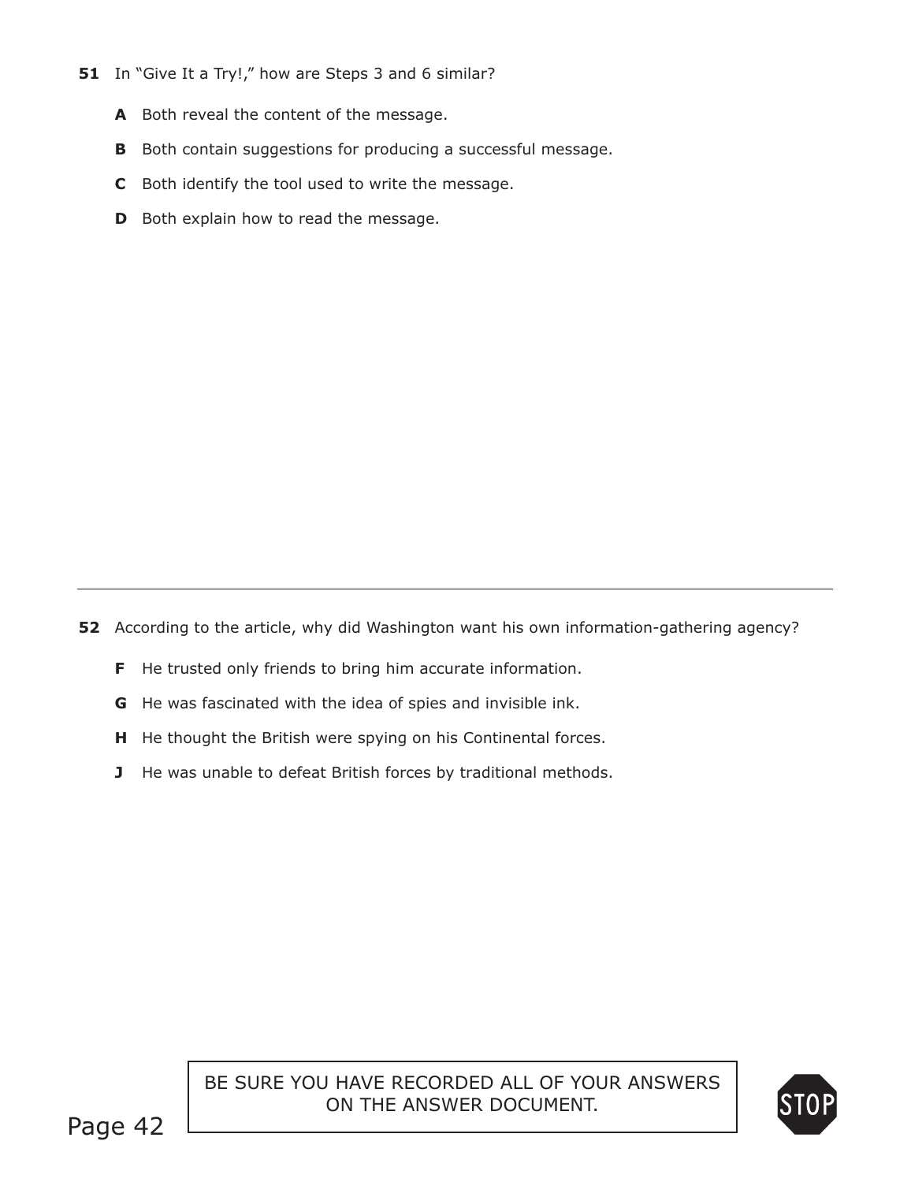**51** In "Give It a Try!," how are Steps 3 and 6 similar?

**A** Both reveal the content of the message.

**B** Both contain suggestions for producing a successful message.

**C** Both identify the tool used to write the message.

**D** Both explain how to read the message.

---

**52** According to the article, why did Washington want his own information-gathering agency?

**F** He trusted only friends to bring him accurate information.

**G** He was fascinated with the idea of spies and invisible ink.

**H** He thought the British were spying on his Continental forces.

**J** He was unable to defeat British forces by traditional methods.

BE SURE YOU HAVE RECORDED ALL OF YOUR ANSWERS ON THE ANSWER DOCUMENT.

STOP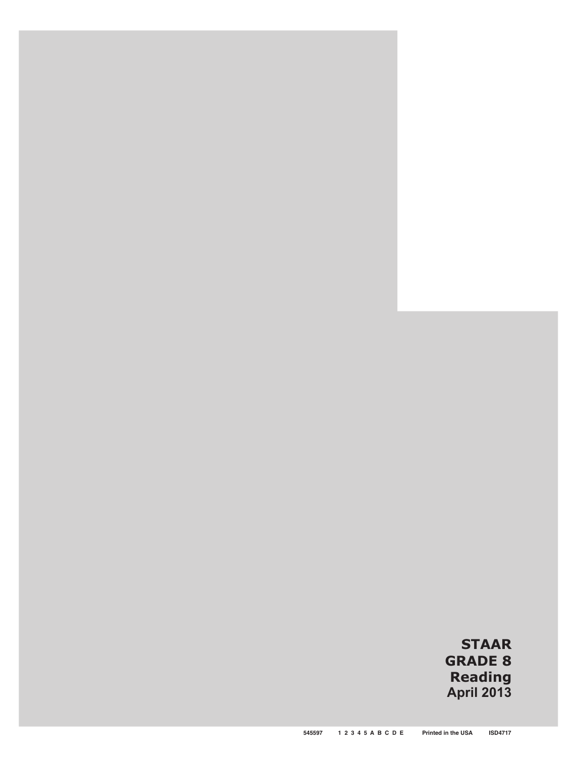**STAAR**
**GRADE 8**
**Reading**
**April 2013**

545597     1 2 3 4 5 A B C D E     Printed in the USA     ISD4717